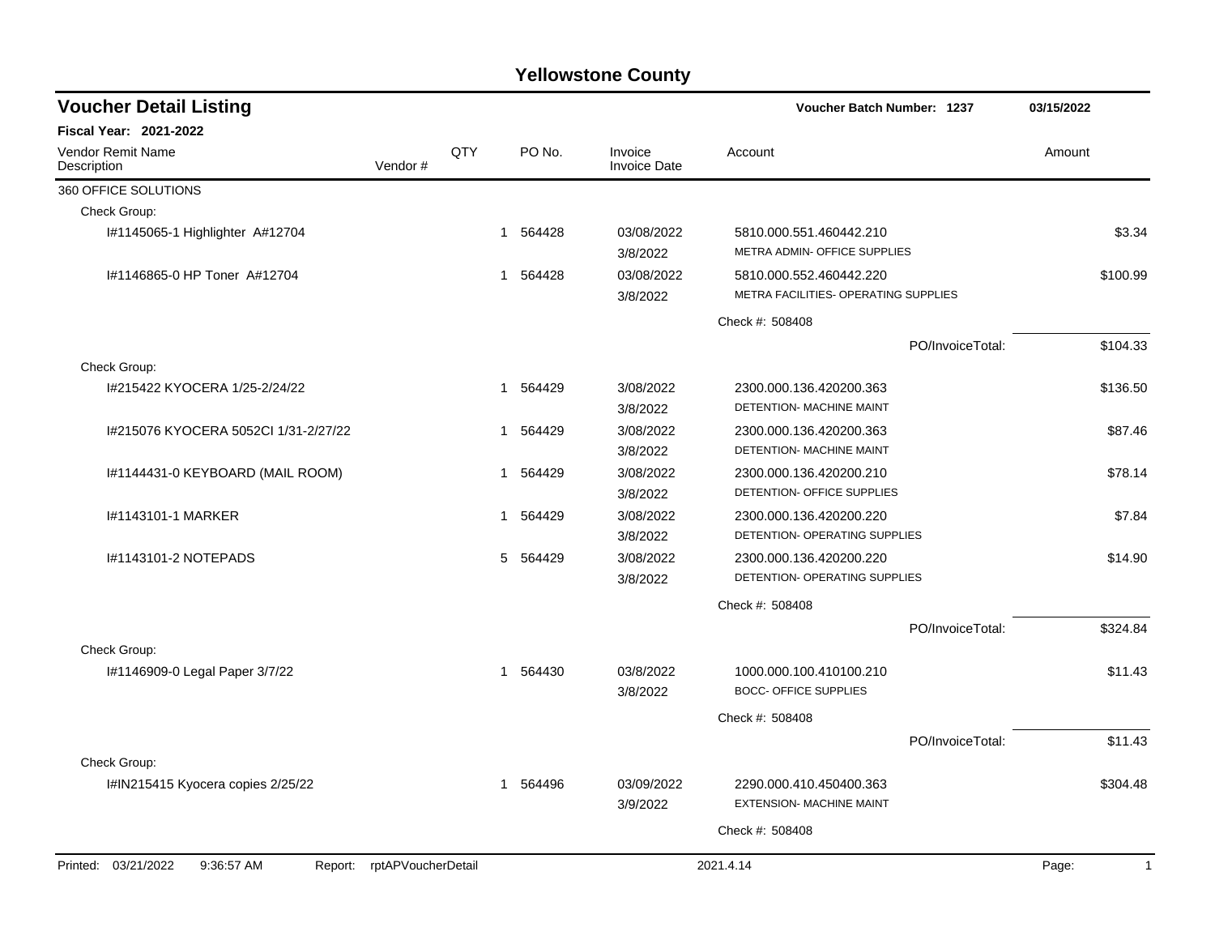# Yellowstone County

## Voucher Detail Listing

**Voucher Batch Number: 1237** | **03/15/2022**

**Fiscal Year: 2021-2022**

| Vendor Remit Name / Description | Vendor # | QTY | PO No. | Invoice / Invoice Date | Account | Amount |
|---|---|---|---|---|---|---|
| 360 OFFICE SOLUTIONS | | | | | | |
| Check Group: | | | | | | |
| I#1145065-1 Highlighter A#12704 | | 1 | 564428 | 03/08/2022<br>3/8/2022 | 5810.000.551.460442.210<br>METRA ADMIN- OFFICE SUPPLIES | $3.34 |
| I#1146865-0 HP Toner A#12704 | | 1 | 564428 | 03/08/2022<br>3/8/2022 | 5810.000.552.460442.220<br>METRA FACILITIES- OPERATING SUPPLIES | $100.99 |
| | | | | | Check #: 508408 | |
| | | | | | PO/InvoiceTotal: | $104.33 |
| Check Group: | | | | | | |
| I#215422 KYOCERA 1/25-2/24/22 | | 1 | 564429 | 3/08/2022<br>3/8/2022 | 2300.000.136.420200.363<br>DETENTION- MACHINE MAINT | $136.50 |
| I#215076 KYOCERA 5052CI 1/31-2/27/22 | | 1 | 564429 | 3/08/2022<br>3/8/2022 | 2300.000.136.420200.363<br>DETENTION- MACHINE MAINT | $87.46 |
| I#1144431-0 KEYBOARD (MAIL ROOM) | | 1 | 564429 | 3/08/2022<br>3/8/2022 | 2300.000.136.420200.210<br>DETENTION- OFFICE SUPPLIES | $78.14 |
| I#1143101-1 MARKER | | 1 | 564429 | 3/08/2022<br>3/8/2022 | 2300.000.136.420200.220<br>DETENTION- OPERATING SUPPLIES | $7.84 |
| I#1143101-2 NOTEPADS | | 5 | 564429 | 3/08/2022<br>3/8/2022 | 2300.000.136.420200.220<br>DETENTION- OPERATING SUPPLIES | $14.90 |
| | | | | | Check #: 508408 | |
| | | | | | PO/InvoiceTotal: | $324.84 |
| Check Group: | | | | | | |
| I#1146909-0 Legal Paper 3/7/22 | | 1 | 564430 | 03/8/2022<br>3/8/2022 | 1000.000.100.410100.210<br>BOCC- OFFICE SUPPLIES | $11.43 |
| | | | | | Check #: 508408 | |
| | | | | | PO/InvoiceTotal: | $11.43 |
| Check Group: | | | | | | |
| I#IN215415 Kyocera copies 2/25/22 | | 1 | 564496 | 03/09/2022<br>3/9/2022 | 2290.000.410.450400.363<br>EXTENSION- MACHINE MAINT | $304.48 |
| | | | | | Check #: 508408 | |

Printed: 03/21/2022 9:36:57 AM Report: rptAPVoucherDetail 2021.4.14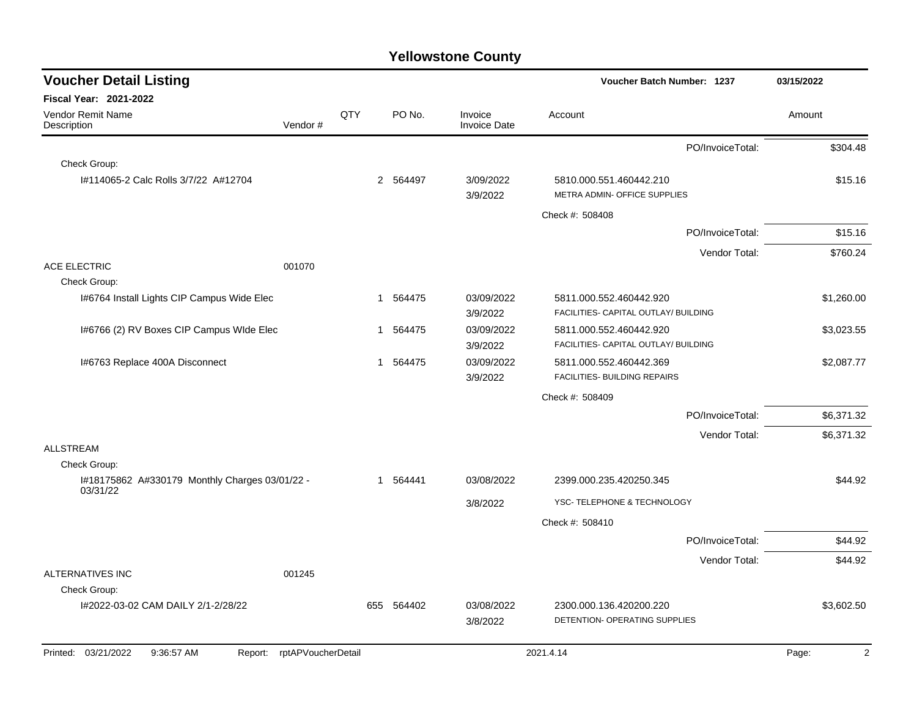# Yellowstone County

## Voucher Detail Listing

**Voucher Batch Number: 1237** 03/15/2022

**Fiscal Year: 2021-2022**

| Vendor Remit Name / Description | Vendor # | QTY | PO No. | Invoice / Invoice Date | Account | Amount |
|---|---|---|---|---|---|---|
| | | | | | PO/InvoiceTotal: | $304.48 |
| Check Group: | | | | | | |
| I#114065-2 Calc Rolls 3/7/22 A#12704 | | 2 | 564497 | 3/09/2022<br>3/9/2022 | 5810.000.551.460442.210<br>METRA ADMIN- OFFICE SUPPLIES | $15.16 |
| | | | | | Check #: 508408 | |
| | | | | | PO/InvoiceTotal: | $15.16 |
| | | | | | Vendor Total: | $760.24 |
| ACE ELECTRIC | 001070 | | | | | |
| Check Group: | | | | | | |
| I#6764 Install Lights CIP Campus Wide Elec | | 1 | 564475 | 03/09/2022<br>3/9/2022 | 5811.000.552.460442.920<br>FACILITIES- CAPITAL OUTLAY/ BUILDING | $1,260.00 |
| I#6766 (2) RV Boxes CIP Campus WIde Elec | | 1 | 564475 | 03/09/2022<br>3/9/2022 | 5811.000.552.460442.920<br>FACILITIES- CAPITAL OUTLAY/ BUILDING | $3,023.55 |
| I#6763 Replace 400A Disconnect | | 1 | 564475 | 03/09/2022<br>3/9/2022 | 5811.000.552.460442.369<br>FACILITIES- BUILDING REPAIRS | $2,087.77 |
| | | | | | Check #: 508409 | |
| | | | | | PO/InvoiceTotal: | $6,371.32 |
| | | | | | Vendor Total: | $6,371.32 |
| ALLSTREAM | | | | | | |
| Check Group: | | | | | | |
| I#18175862 A#330179 Monthly Charges 03/01/22 - 03/31/22 | | 1 | 564441 | 03/08/2022<br>3/8/2022 | 2399.000.235.420250.345<br>YSC- TELEPHONE & TECHNOLOGY | $44.92 |
| | | | | | Check #: 508410 | |
| | | | | | PO/InvoiceTotal: | $44.92 |
| | | | | | Vendor Total: | $44.92 |
| ALTERNATIVES INC | 001245 | | | | | |
| Check Group: | | | | | | |
| I#2022-03-02 CAM DAILY 2/1-2/28/22 | | 655 | 564402 | 03/08/2022<br>3/8/2022 | 2300.000.136.420200.220<br>DETENTION- OPERATING SUPPLIES | $3,602.50 |

Printed: 03/21/2022 9:36:57 AM Report: rptAPVoucherDetail 2021.4.14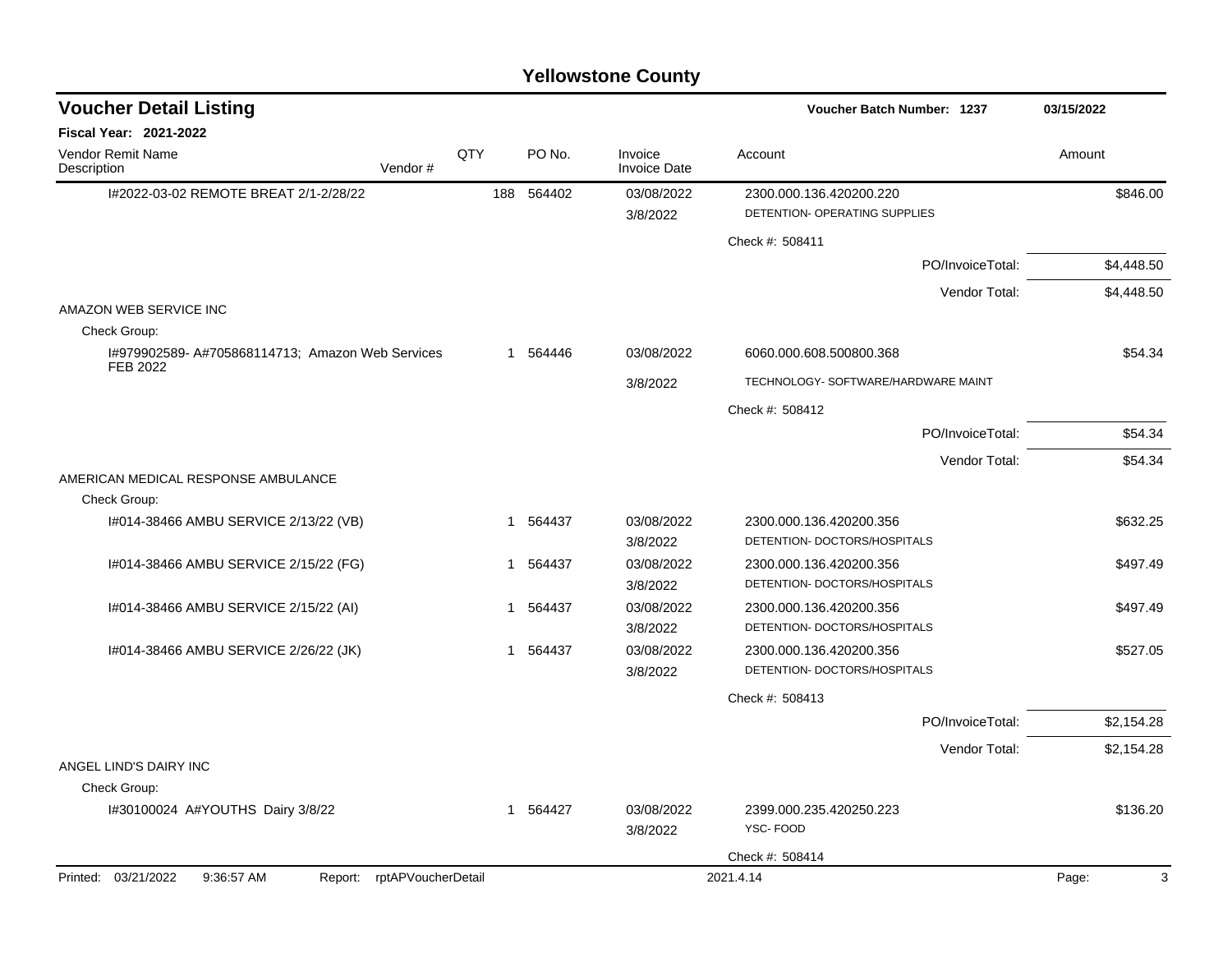# Yellowstone County

## Voucher Detail Listing

**Voucher Batch Number: 1237** — 03/15/2022

**Fiscal Year: 2021-2022**

| Vendor Remit Name / Description | Vendor # | QTY | PO No. | Invoice / Invoice Date | Account | Amount |
|---|---|---|---|---|---|---|
| I#2022-03-02 REMOTE BREAT 2/1-2/28/22 | | 188 | 564402 | 03/08/2022<br>3/8/2022 | 2300.000.136.420200.220<br>DETENTION- OPERATING SUPPLIES | $846.00 |
| | | | | | Check #: 508411 | |
| | | | | | PO/InvoiceTotal: | $4,448.50 |
| | | | | | Vendor Total: | $4,448.50 |
| AMAZON WEB SERVICE INC | | | | | | |
| Check Group: | | | | | | |
| I#979902589- A#705868114713; Amazon Web Services FEB 2022 | | 1 | 564446 | 03/08/2022<br>3/8/2022 | 6060.000.608.500800.368<br>TECHNOLOGY- SOFTWARE/HARDWARE MAINT | $54.34 |
| | | | | | Check #: 508412 | |
| | | | | | PO/InvoiceTotal: | $54.34 |
| | | | | | Vendor Total: | $54.34 |
| AMERICAN MEDICAL RESPONSE AMBULANCE | | | | | | |
| Check Group: | | | | | | |
| I#014-38466 AMBU SERVICE 2/13/22 (VB) | | 1 | 564437 | 03/08/2022<br>3/8/2022 | 2300.000.136.420200.356<br>DETENTION- DOCTORS/HOSPITALS | $632.25 |
| I#014-38466 AMBU SERVICE 2/15/22 (FG) | | 1 | 564437 | 03/08/2022<br>3/8/2022 | 2300.000.136.420200.356<br>DETENTION- DOCTORS/HOSPITALS | $497.49 |
| I#014-38466 AMBU SERVICE 2/15/22 (AI) | | 1 | 564437 | 03/08/2022<br>3/8/2022 | 2300.000.136.420200.356<br>DETENTION- DOCTORS/HOSPITALS | $497.49 |
| I#014-38466 AMBU SERVICE 2/26/22 (JK) | | 1 | 564437 | 03/08/2022<br>3/8/2022 | 2300.000.136.420200.356<br>DETENTION- DOCTORS/HOSPITALS | $527.05 |
| | | | | | Check #: 508413 | |
| | | | | | PO/InvoiceTotal: | $2,154.28 |
| | | | | | Vendor Total: | $2,154.28 |
| ANGEL LIND'S DAIRY INC | | | | | | |
| Check Group: | | | | | | |
| I#30100024 A#YOUTHS Dairy 3/8/22 | | 1 | 564427 | 03/08/2022<br>3/8/2022 | 2399.000.235.420250.223<br>YSC- FOOD | $136.20 |
| | | | | | Check #: 508414 | |

Printed: 03/21/2022 9:36:57 AM Report: rptAPVoucherDetail 2021.4.14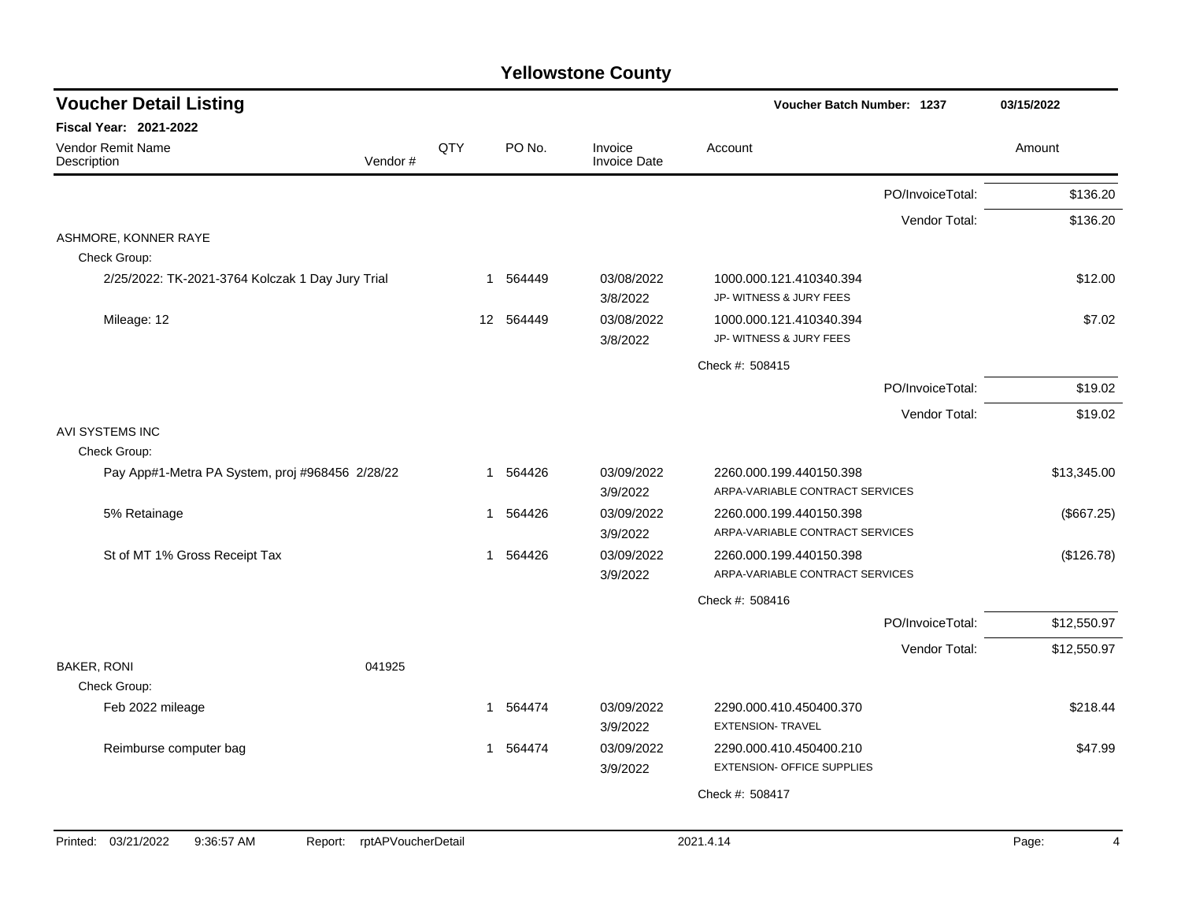# Yellowstone County

## Voucher Detail Listing

**Voucher Batch Number: 1237** — 03/15/2022

**Fiscal Year: 2021-2022**

| Vendor Remit Name / Description | Vendor # | QTY | PO No. | Invoice / Invoice Date | Account | Amount |
|---|---|---|---|---|---|---|
| | | | | | PO/InvoiceTotal: | $136.20 |
| | | | | | Vendor Total: | $136.20 |
| ASHMORE, KONNER RAYE | | | | | | |
| Check Group: | | | | | | |
| 2/25/2022: TK-2021-3764 Kolczak 1 Day Jury Trial | | 1 | 564449 | 03/08/2022 3/8/2022 | 1000.000.121.410340.394 JP- WITNESS & JURY FEES | $12.00 |
| Mileage: 12 | | 12 | 564449 | 03/08/2022 3/8/2022 | 1000.000.121.410340.394 JP- WITNESS & JURY FEES | $7.02 |
| | | | | | Check #: 508415 | |
| | | | | | PO/InvoiceTotal: | $19.02 |
| | | | | | Vendor Total: | $19.02 |
| AVI SYSTEMS INC | | | | | | |
| Check Group: | | | | | | |
| Pay App#1-Metra PA System, proj #968456 2/28/22 | | 1 | 564426 | 03/09/2022 3/9/2022 | 2260.000.199.440150.398 ARPA-VARIABLE CONTRACT SERVICES | $13,345.00 |
| 5% Retainage | | 1 | 564426 | 03/09/2022 3/9/2022 | 2260.000.199.440150.398 ARPA-VARIABLE CONTRACT SERVICES | ($667.25) |
| St of MT 1% Gross Receipt Tax | | 1 | 564426 | 03/09/2022 3/9/2022 | 2260.000.199.440150.398 ARPA-VARIABLE CONTRACT SERVICES | ($126.78) |
| | | | | | Check #: 508416 | |
| | | | | | PO/InvoiceTotal: | $12,550.97 |
| | | | | | Vendor Total: | $12,550.97 |
| BAKER, RONI | 041925 | | | | | |
| Check Group: | | | | | | |
| Feb 2022 mileage | | 1 | 564474 | 03/09/2022 3/9/2022 | 2290.000.410.450400.370 EXTENSION- TRAVEL | $218.44 |
| Reimburse computer bag | | 1 | 564474 | 03/09/2022 3/9/2022 | 2290.000.410.450400.210 EXTENSION- OFFICE SUPPLIES | $47.99 |
| | | | | | Check #: 508417 | |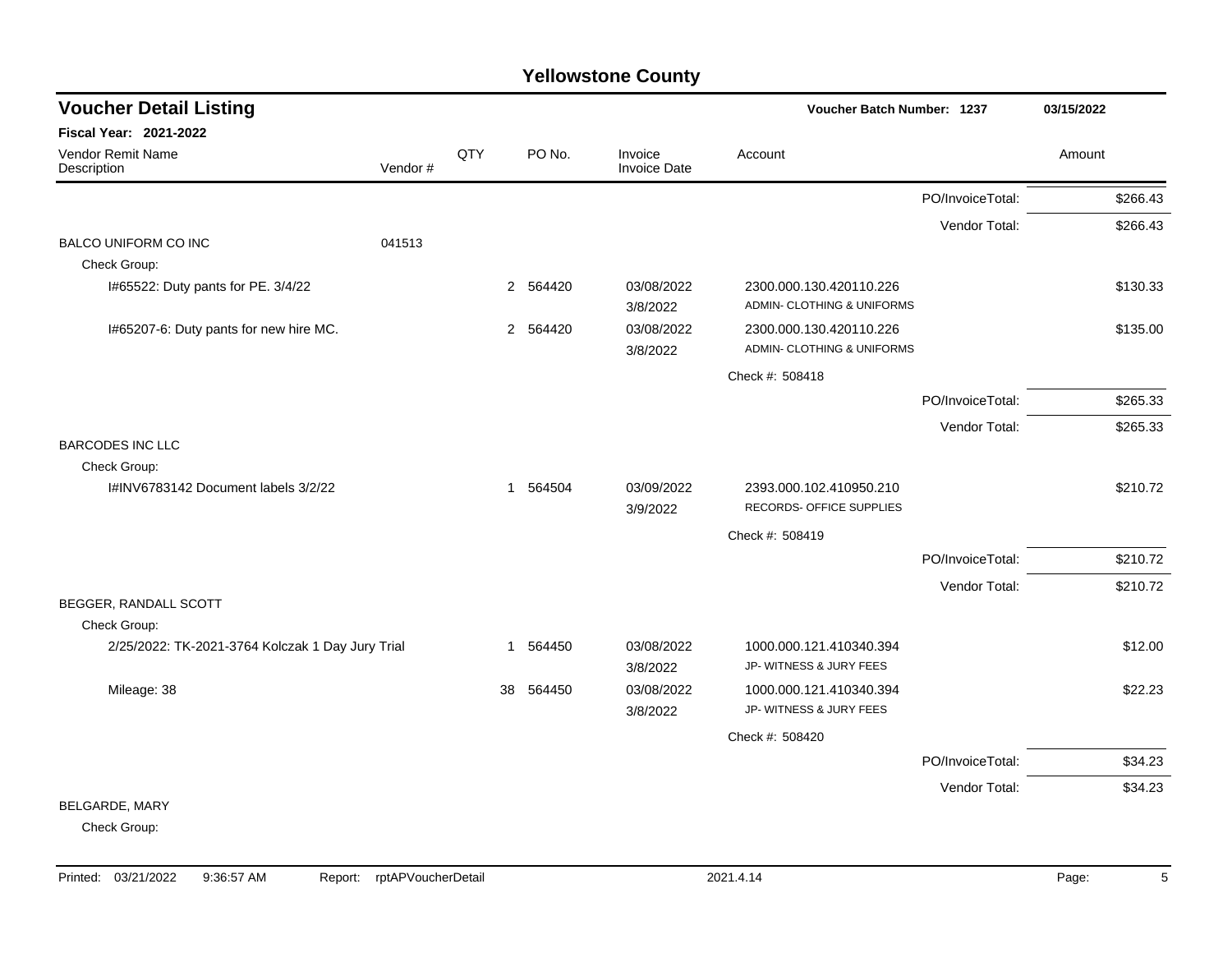## Yellowstone County

### Voucher Detail Listing

**Voucher Batch Number: 1237** — 03/15/2022

**Fiscal Year: 2021-2022**

| Vendor Remit Name / Description | Vendor # | QTY | PO No. | Invoice / Invoice Date | Account | Amount |
|---|---|---|---|---|---|---|
| | | | | | PO/InvoiceTotal: | $266.43 |
| | | | | | Vendor Total: | $266.43 |
| BALCO UNIFORM CO INC | 041513 | | | | | |
| Check Group: | | | | | | |
| I#65522: Duty pants for PE. 3/4/22 | | 2 | 564420 | 03/08/2022 3/8/2022 | 2300.000.130.420110.226 ADMIN- CLOTHING & UNIFORMS | $130.33 |
| I#65207-6: Duty pants for new hire MC. | | 2 | 564420 | 03/08/2022 3/8/2022 | 2300.000.130.420110.226 ADMIN- CLOTHING & UNIFORMS | $135.00 |
| | | | | | Check #: 508418 | |
| | | | | | PO/InvoiceTotal: | $265.33 |
| | | | | | Vendor Total: | $265.33 |
| BARCODES INC LLC | | | | | | |
| Check Group: | | | | | | |
| I#INV6783142 Document labels 3/2/22 | | 1 | 564504 | 03/09/2022 3/9/2022 | 2393.000.102.410950.210 RECORDS- OFFICE SUPPLIES | $210.72 |
| | | | | | Check #: 508419 | |
| | | | | | PO/InvoiceTotal: | $210.72 |
| | | | | | Vendor Total: | $210.72 |
| BEGGER, RANDALL SCOTT | | | | | | |
| Check Group: | | | | | | |
| 2/25/2022: TK-2021-3764 Kolczak 1 Day Jury Trial | | 1 | 564450 | 03/08/2022 3/8/2022 | 1000.000.121.410340.394 JP- WITNESS & JURY FEES | $12.00 |
| Mileage: 38 | | 38 | 564450 | 03/08/2022 3/8/2022 | 1000.000.121.410340.394 JP- WITNESS & JURY FEES | $22.23 |
| | | | | | Check #: 508420 | |
| | | | | | PO/InvoiceTotal: | $34.23 |
| | | | | | Vendor Total: | $34.23 |
| BELGARDE, MARY | | | | | | |
| Check Group: | | | | | | |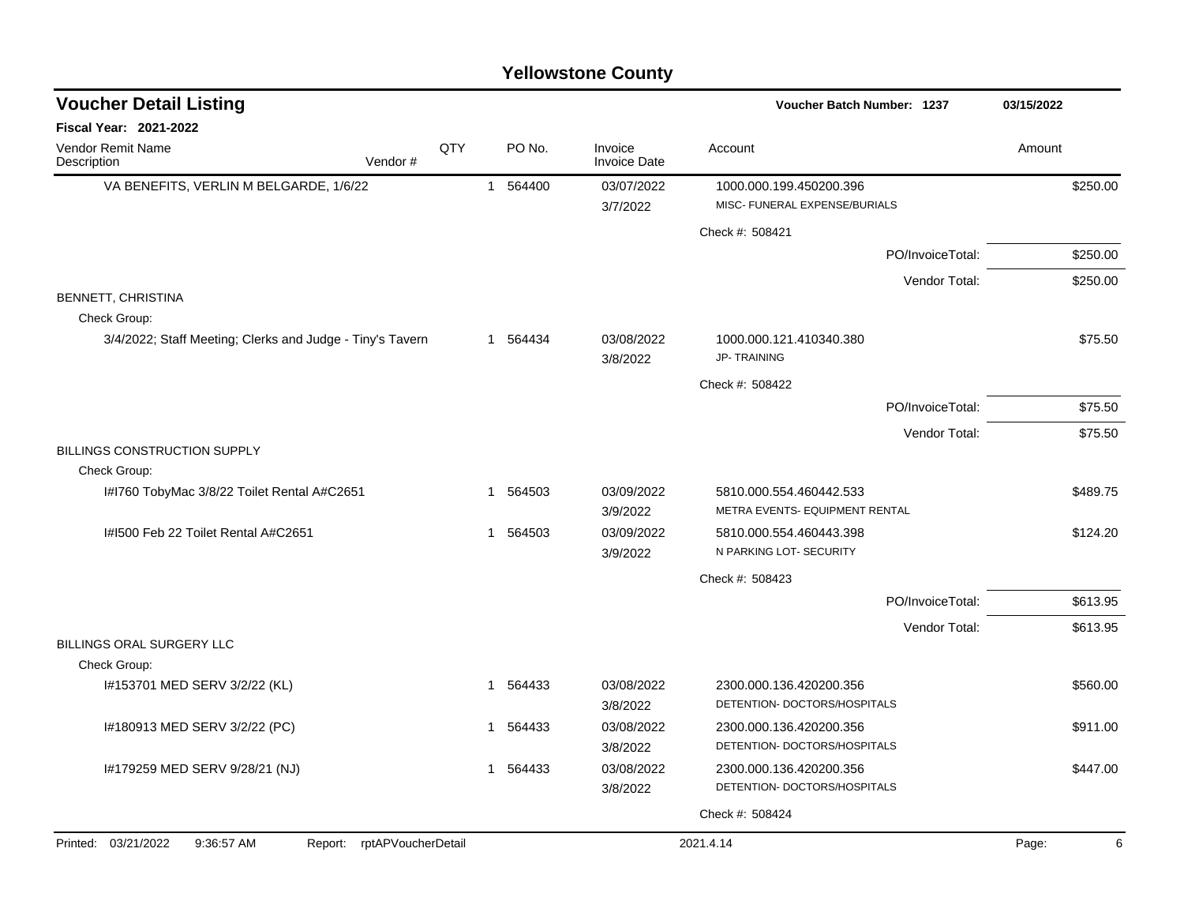## Yellowstone County

### Voucher Detail Listing

**Voucher Batch Number: 1237** — **03/15/2022**

**Fiscal Year: 2021-2022**

| Vendor Remit Name / Description | Vendor # | QTY | PO No. | Invoice / Invoice Date | Account | Amount |
|---|---|---|---|---|---|---|
| VA BENEFITS, VERLIN M BELGARDE, 1/6/22 | | 1 | 564400 | 03/07/2022 / 3/7/2022 | 1000.000.199.450200.396 MISC- FUNERAL EXPENSE/BURIALS | $250.00 |
| | | | | | Check #: 508421 | |
| | | | | | PO/InvoiceTotal: | $250.00 |
| | | | | | Vendor Total: | $250.00 |
| BENNETT, CHRISTINA | | | | | | |
| Check Group: | | | | | | |
| 3/4/2022; Staff Meeting; Clerks and Judge - Tiny's Tavern | | 1 | 564434 | 03/08/2022 / 3/8/2022 | 1000.000.121.410340.380 JP- TRAINING | $75.50 |
| | | | | | Check #: 508422 | |
| | | | | | PO/InvoiceTotal: | $75.50 |
| | | | | | Vendor Total: | $75.50 |
| BILLINGS CONSTRUCTION SUPPLY | | | | | | |
| Check Group: | | | | | | |
| I#I760 TobyMac 3/8/22 Toilet Rental A#C2651 | | 1 | 564503 | 03/09/2022 / 3/9/2022 | 5810.000.554.460442.533 METRA EVENTS- EQUIPMENT RENTAL | $489.75 |
| I#I500 Feb 22 Toilet Rental A#C2651 | | 1 | 564503 | 03/09/2022 / 3/9/2022 | 5810.000.554.460443.398 N PARKING LOT- SECURITY | $124.20 |
| | | | | | Check #: 508423 | |
| | | | | | PO/InvoiceTotal: | $613.95 |
| | | | | | Vendor Total: | $613.95 |
| BILLINGS ORAL SURGERY LLC | | | | | | |
| Check Group: | | | | | | |
| I#153701 MED SERV 3/2/22 (KL) | | 1 | 564433 | 03/08/2022 / 3/8/2022 | 2300.000.136.420200.356 DETENTION- DOCTORS/HOSPITALS | $560.00 |
| I#180913 MED SERV 3/2/22 (PC) | | 1 | 564433 | 03/08/2022 / 3/8/2022 | 2300.000.136.420200.356 DETENTION- DOCTORS/HOSPITALS | $911.00 |
| I#179259 MED SERV 9/28/21 (NJ) | | 1 | 564433 | 03/08/2022 / 3/8/2022 | 2300.000.136.420200.356 DETENTION- DOCTORS/HOSPITALS | $447.00 |
| | | | | | Check #: 508424 | |

Printed: 03/21/2022 9:36:57 AM Report: rptAPVoucherDetail 2021.4.14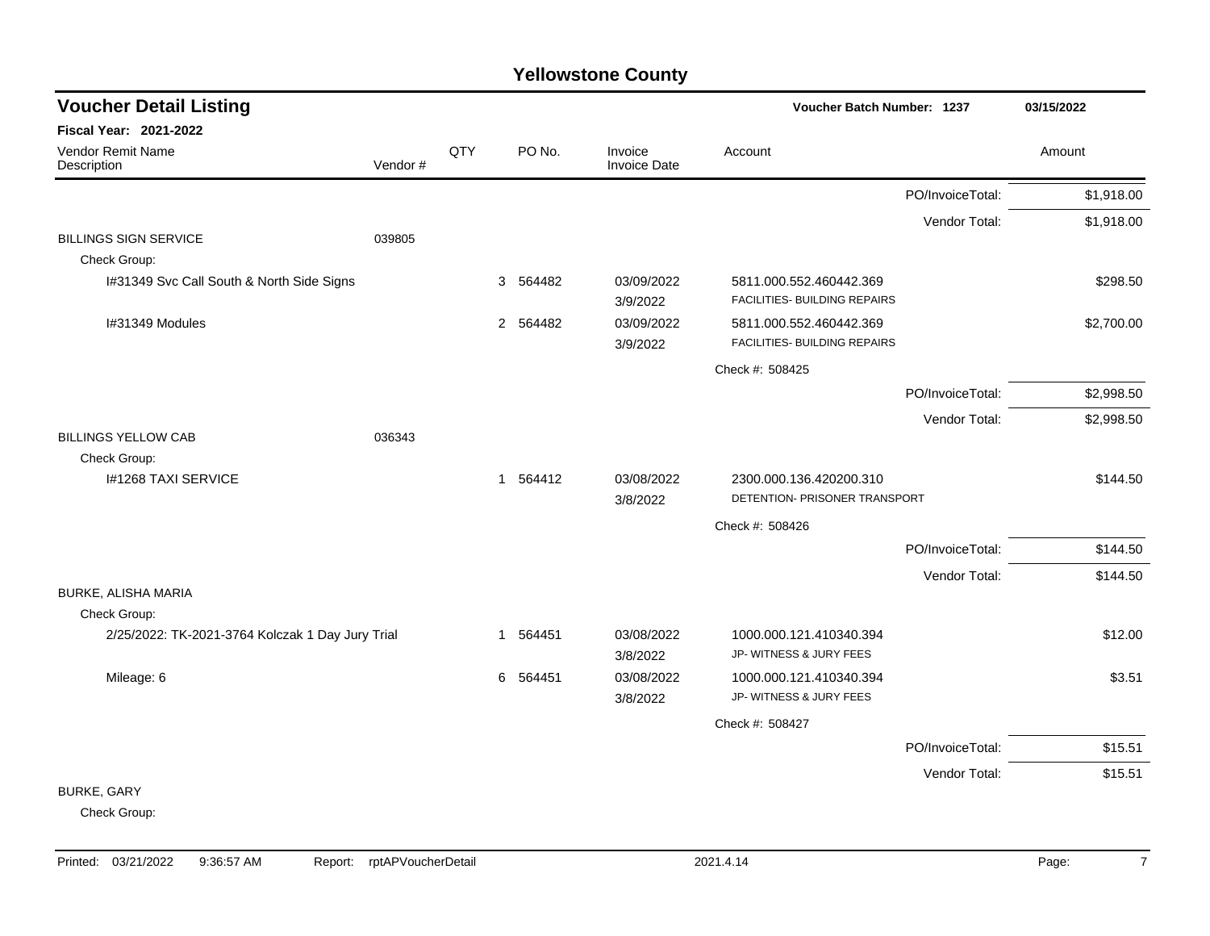# Yellowstone County

## Voucher Detail Listing

**Voucher Batch Number: 1237** 03/15/2022

**Fiscal Year: 2021-2022**

| Vendor Remit Name / Description | Vendor # | QTY | PO No. | Invoice / Invoice Date | Account | Amount |
|---|---|---|---|---|---|---|
| | | | | | PO/InvoiceTotal: | $1,918.00 |
| | | | | | Vendor Total: | $1,918.00 |
| BILLINGS SIGN SERVICE | 039805 | | | | | |
| Check Group: | | | | | | |
| I#31349 Svc Call South & North Side Signs | | 3 | 564482 | 03/09/2022 3/9/2022 | 5811.000.552.460442.369 FACILITIES- BUILDING REPAIRS | $298.50 |
| I#31349 Modules | | 2 | 564482 | 03/09/2022 3/9/2022 | 5811.000.552.460442.369 FACILITIES- BUILDING REPAIRS | $2,700.00 |
| | | | | | Check #: 508425 | |
| | | | | | PO/InvoiceTotal: | $2,998.50 |
| | | | | | Vendor Total: | $2,998.50 |
| BILLINGS YELLOW CAB | 036343 | | | | | |
| Check Group: | | | | | | |
| I#1268 TAXI SERVICE | | 1 | 564412 | 03/08/2022 3/8/2022 | 2300.000.136.420200.310 DETENTION- PRISONER TRANSPORT | $144.50 |
| | | | | | Check #: 508426 | |
| | | | | | PO/InvoiceTotal: | $144.50 |
| | | | | | Vendor Total: | $144.50 |
| BURKE, ALISHA MARIA | | | | | | |
| Check Group: | | | | | | |
| 2/25/2022: TK-2021-3764 Kolczak 1 Day Jury Trial | | 1 | 564451 | 03/08/2022 3/8/2022 | 1000.000.121.410340.394 JP- WITNESS & JURY FEES | $12.00 |
| Mileage: 6 | | 6 | 564451 | 03/08/2022 3/8/2022 | 1000.000.121.410340.394 JP- WITNESS & JURY FEES | $3.51 |
| | | | | | Check #: 508427 | |
| | | | | | PO/InvoiceTotal: | $15.51 |
| | | | | | Vendor Total: | $15.51 |
| BURKE, GARY | | | | | | |
| Check Group: | | | | | | |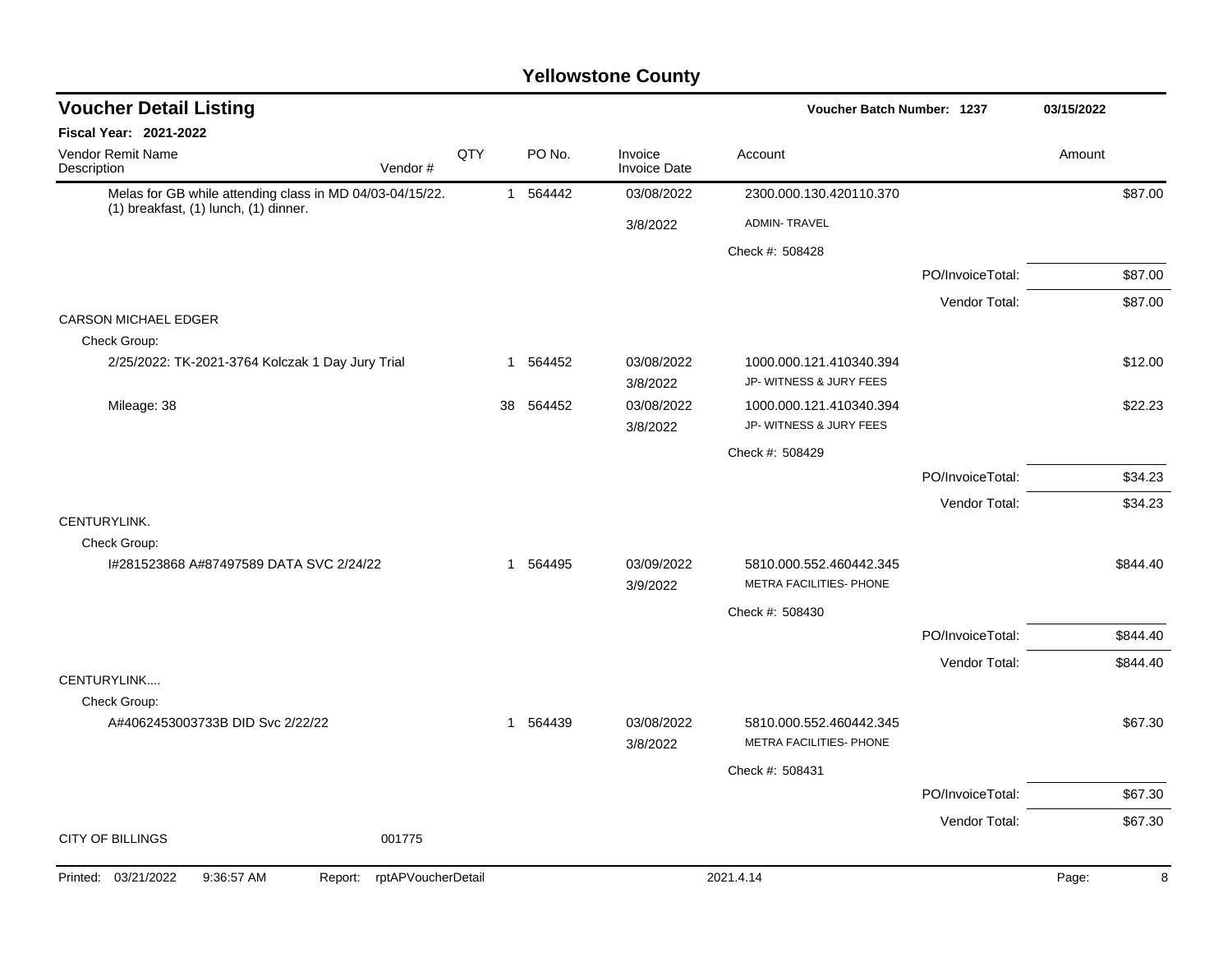# Yellowstone County

## Voucher Detail Listing

Voucher Batch Number: 1237 — 03/15/2022

**Fiscal Year: 2021-2022**

| Vendor Remit Name / Description | Vendor # | QTY | PO No. | Invoice / Invoice Date | Account | | Amount |
|---|---|---|---|---|---|---|---|
| Melas for GB while attending class in MD 04/03-04/15/22. (1) breakfast, (1) lunch, (1) dinner. | | 1 | 564442 | 03/08/2022 3/8/2022 | 2300.000.130.420110.370 ADMIN- TRAVEL | | $87.00 |
| | | | | | Check #: 508428 | | |
| | | | | | | PO/InvoiceTotal: | $87.00 |
| | | | | | | Vendor Total: | $87.00 |
| CARSON MICHAEL EDGER | | | | | | | |
| Check Group: | | | | | | | |
| 2/25/2022: TK-2021-3764 Kolczak 1 Day Jury Trial | | 1 | 564452 | 03/08/2022 3/8/2022 | 1000.000.121.410340.394 JP- WITNESS & JURY FEES | | $12.00 |
| Mileage: 38 | | 38 | 564452 | 03/08/2022 3/8/2022 | 1000.000.121.410340.394 JP- WITNESS & JURY FEES | | $22.23 |
| | | | | | Check #: 508429 | | |
| | | | | | | PO/InvoiceTotal: | $34.23 |
| | | | | | | Vendor Total: | $34.23 |
| CENTURYLINK. | | | | | | | |
| Check Group: | | | | | | | |
| I#281523868 A#87497589 DATA SVC 2/24/22 | | 1 | 564495 | 03/09/2022 3/9/2022 | 5810.000.552.460442.345 METRA FACILITIES- PHONE | | $844.40 |
| | | | | | Check #: 508430 | | |
| | | | | | | PO/InvoiceTotal: | $844.40 |
| | | | | | | Vendor Total: | $844.40 |
| CENTURYLINK.... | | | | | | | |
| Check Group: | | | | | | | |
| A#4062453003733B DID Svc 2/22/22 | | 1 | 564439 | 03/08/2022 3/8/2022 | 5810.000.552.460442.345 METRA FACILITIES- PHONE | | $67.30 |
| | | | | | Check #: 508431 | | |
| | | | | | | PO/InvoiceTotal: | $67.30 |
| | | | | | | Vendor Total: | $67.30 |
| CITY OF BILLINGS | 001775 | | | | | | |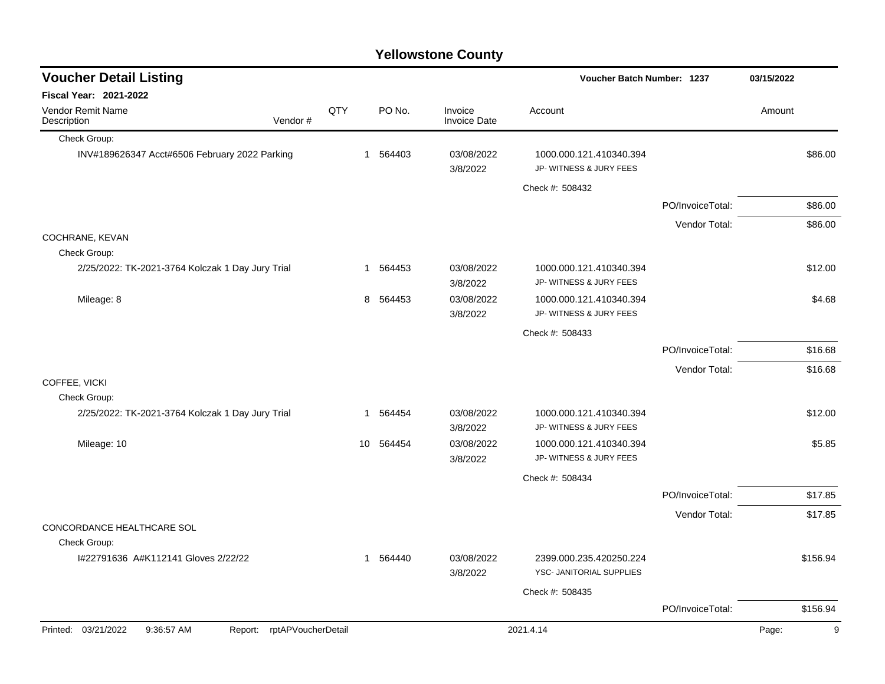# Yellowstone County

## Voucher Detail Listing

**Voucher Batch Number: 1237** — 03/15/2022

**Fiscal Year: 2021-2022**

| Vendor Remit Name / Description | Vendor # | QTY | PO No. | Invoice / Invoice Date | Account | | Amount |
|---|---|---|---|---|---|---|---|
| Check Group: | | | | | | | |
| INV#189626347 Acct#6506 February 2022 Parking | | 1 | 564403 | 03/08/2022 3/8/2022 | 1000.000.121.410340.394 JP- WITNESS & JURY FEES | | $86.00 |
| | | | | | Check #: 508432 | | |
| | | | | | | PO/InvoiceTotal: | $86.00 |
| | | | | | | Vendor Total: | $86.00 |
| COCHRANE, KEVAN | | | | | | | |
| Check Group: | | | | | | | |
| 2/25/2022: TK-2021-3764 Kolczak 1 Day Jury Trial | | 1 | 564453 | 03/08/2022 3/8/2022 | 1000.000.121.410340.394 JP- WITNESS & JURY FEES | | $12.00 |
| Mileage: 8 | | 8 | 564453 | 03/08/2022 3/8/2022 | 1000.000.121.410340.394 JP- WITNESS & JURY FEES | | $4.68 |
| | | | | | Check #: 508433 | | |
| | | | | | | PO/InvoiceTotal: | $16.68 |
| | | | | | | Vendor Total: | $16.68 |
| COFFEE, VICKI | | | | | | | |
| Check Group: | | | | | | | |
| 2/25/2022: TK-2021-3764 Kolczak 1 Day Jury Trial | | 1 | 564454 | 03/08/2022 3/8/2022 | 1000.000.121.410340.394 JP- WITNESS & JURY FEES | | $12.00 |
| Mileage: 10 | | 10 | 564454 | 03/08/2022 3/8/2022 | 1000.000.121.410340.394 JP- WITNESS & JURY FEES | | $5.85 |
| | | | | | Check #: 508434 | | |
| | | | | | | PO/InvoiceTotal: | $17.85 |
| | | | | | | Vendor Total: | $17.85 |
| CONCORDANCE HEALTHCARE SOL | | | | | | | |
| Check Group: | | | | | | | |
| I#22791636 A#K112141 Gloves 2/22/22 | | 1 | 564440 | 03/08/2022 3/8/2022 | 2399.000.235.420250.224 YSC- JANITORIAL SUPPLIES | | $156.94 |
| | | | | | Check #: 508435 | | |
| | | | | | | PO/InvoiceTotal: | $156.94 |

Printed: 03/21/2022 9:36:57 AM Report: rptAPVoucherDetail 2021.4.14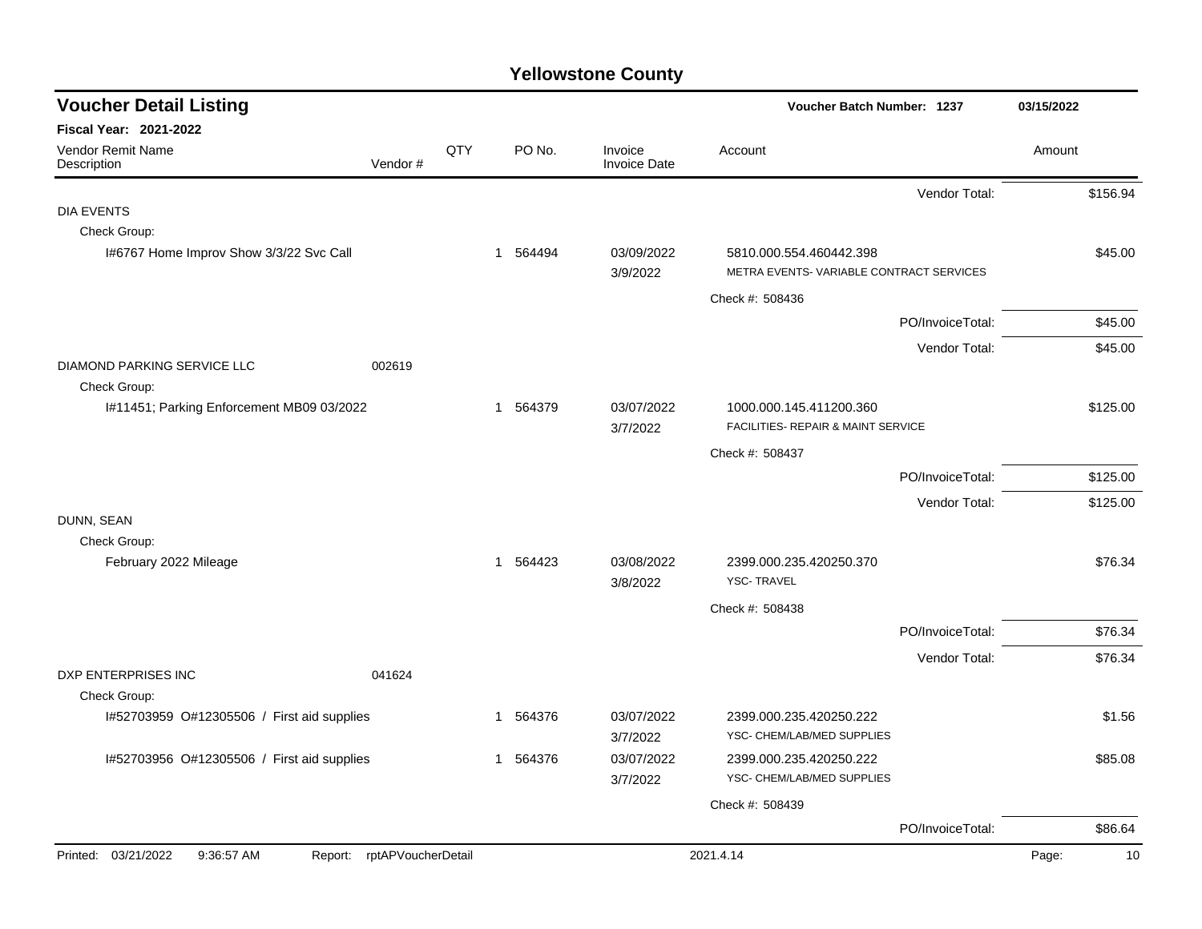# Yellowstone County

## Voucher Detail Listing

**Voucher Batch Number: 1237** 03/15/2022

**Fiscal Year: 2021-2022**

| Vendor Remit Name / Description | Vendor # | QTY | PO No. | Invoice / Invoice Date | Account | Amount |
|---|---|---|---|---|---|---|
| | | | | | Vendor Total: | $156.94 |
| DIA EVENTS | | | | | | |
| Check Group: | | | | | | |
| I#6767 Home Improv Show 3/3/22 Svc Call | | 1 | 564494 | 03/09/2022 3/9/2022 | 5810.000.554.460442.398 METRA EVENTS- VARIABLE CONTRACT SERVICES | $45.00 |
| | | | | | Check #: 508436 | |
| | | | | | PO/InvoiceTotal: | $45.00 |
| | | | | | Vendor Total: | $45.00 |
| DIAMOND PARKING SERVICE LLC | 002619 | | | | | |
| Check Group: | | | | | | |
| I#11451; Parking Enforcement MB09 03/2022 | | 1 | 564379 | 03/07/2022 3/7/2022 | 1000.000.145.411200.360 FACILITIES- REPAIR & MAINT SERVICE | $125.00 |
| | | | | | Check #: 508437 | |
| | | | | | PO/InvoiceTotal: | $125.00 |
| | | | | | Vendor Total: | $125.00 |
| DUNN, SEAN | | | | | | |
| Check Group: | | | | | | |
| February 2022 Mileage | | 1 | 564423 | 03/08/2022 3/8/2022 | 2399.000.235.420250.370 YSC- TRAVEL | $76.34 |
| | | | | | Check #: 508438 | |
| | | | | | PO/InvoiceTotal: | $76.34 |
| | | | | | Vendor Total: | $76.34 |
| DXP ENTERPRISES INC | 041624 | | | | | |
| Check Group: | | | | | | |
| I#52703959 O#12305506 / First aid supplies | | 1 | 564376 | 03/07/2022 3/7/2022 | 2399.000.235.420250.222 YSC- CHEM/LAB/MED SUPPLIES | $1.56 |
| I#52703956 O#12305506 / First aid supplies | | 1 | 564376 | 03/07/2022 3/7/2022 | 2399.000.235.420250.222 YSC- CHEM/LAB/MED SUPPLIES | $85.08 |
| | | | | | Check #: 508439 | |
| | | | | | PO/InvoiceTotal: | $86.64 |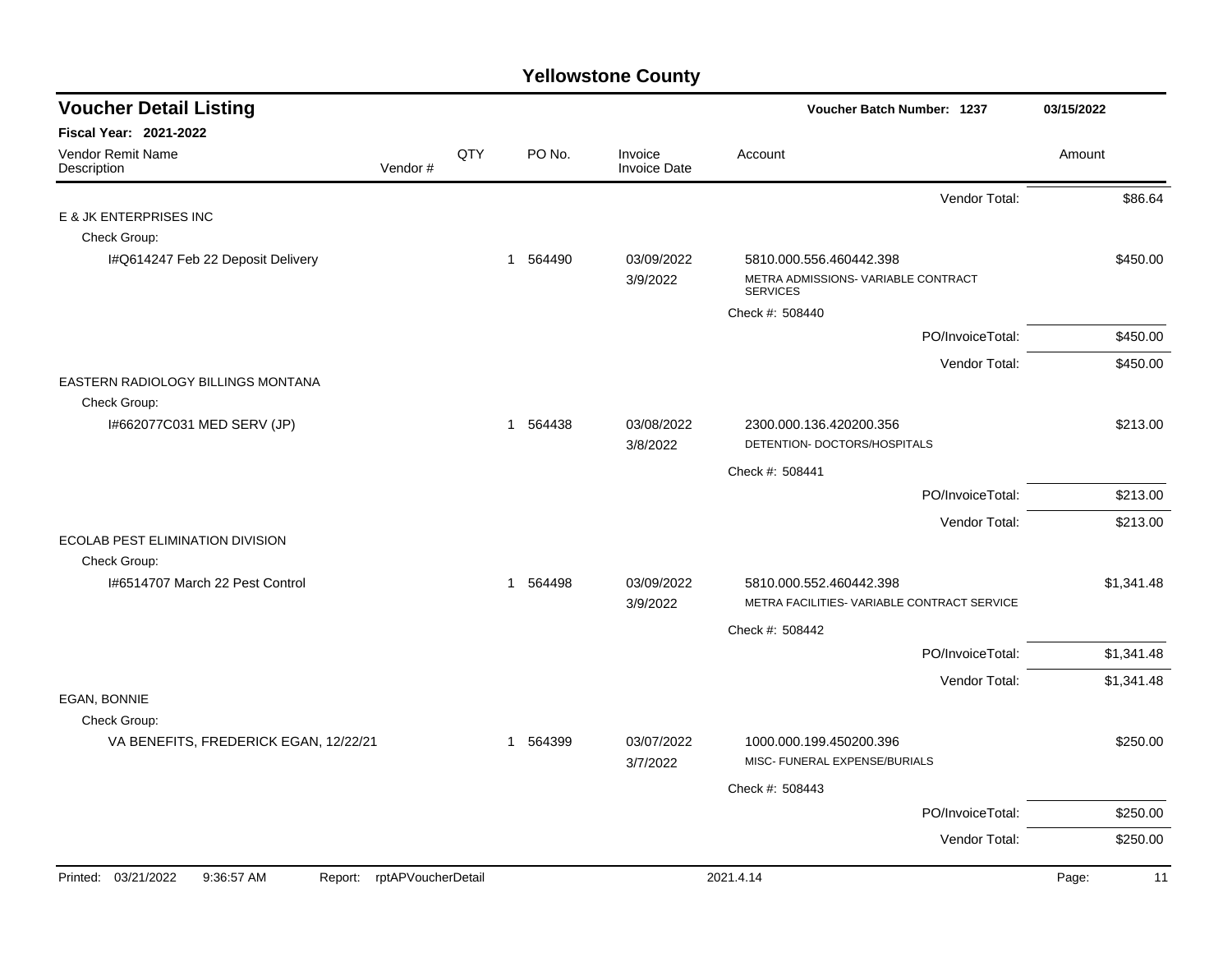# Yellowstone County

## Voucher Detail Listing

Voucher Batch Number: 1237 — 03/15/2022

**Fiscal Year: 2021-2022**

| Vendor Remit Name / Description | Vendor # | QTY | PO No. | Invoice / Invoice Date | Account | Amount |
|---|---|---|---|---|---|---|
| | | | | | Vendor Total: | $86.64 |
| E & JK ENTERPRISES INC | | | | | | |
| Check Group: | | | | | | |
| I#Q614247 Feb 22 Deposit Delivery | | 1 | 564490 | 03/09/2022<br>3/9/2022 | 5810.000.556.460442.398<br>METRA ADMISSIONS- VARIABLE CONTRACT SERVICES | $450.00 |
| | | | | | Check #: 508440 | |
| | | | | | PO/InvoiceTotal: | $450.00 |
| | | | | | Vendor Total: | $450.00 |
| EASTERN RADIOLOGY BILLINGS MONTANA | | | | | | |
| Check Group: | | | | | | |
| I#662077C031 MED SERV (JP) | | 1 | 564438 | 03/08/2022<br>3/8/2022 | 2300.000.136.420200.356<br>DETENTION- DOCTORS/HOSPITALS | $213.00 |
| | | | | | Check #: 508441 | |
| | | | | | PO/InvoiceTotal: | $213.00 |
| | | | | | Vendor Total: | $213.00 |
| ECOLAB PEST ELIMINATION DIVISION | | | | | | |
| Check Group: | | | | | | |
| I#6514707 March 22 Pest Control | | 1 | 564498 | 03/09/2022<br>3/9/2022 | 5810.000.552.460442.398<br>METRA FACILITIES- VARIABLE CONTRACT SERVICE | $1,341.48 |
| | | | | | Check #: 508442 | |
| | | | | | PO/InvoiceTotal: | $1,341.48 |
| | | | | | Vendor Total: | $1,341.48 |
| EGAN, BONNIE | | | | | | |
| Check Group: | | | | | | |
| VA BENEFITS, FREDERICK EGAN, 12/22/21 | | 1 | 564399 | 03/07/2022<br>3/7/2022 | 1000.000.199.450200.396<br>MISC- FUNERAL EXPENSE/BURIALS | $250.00 |
| | | | | | Check #: 508443 | |
| | | | | | PO/InvoiceTotal: | $250.00 |
| | | | | | Vendor Total: | $250.00 |

Printed: 03/21/2022 9:36:57 AM Report: rptAPVoucherDetail 2021.4.14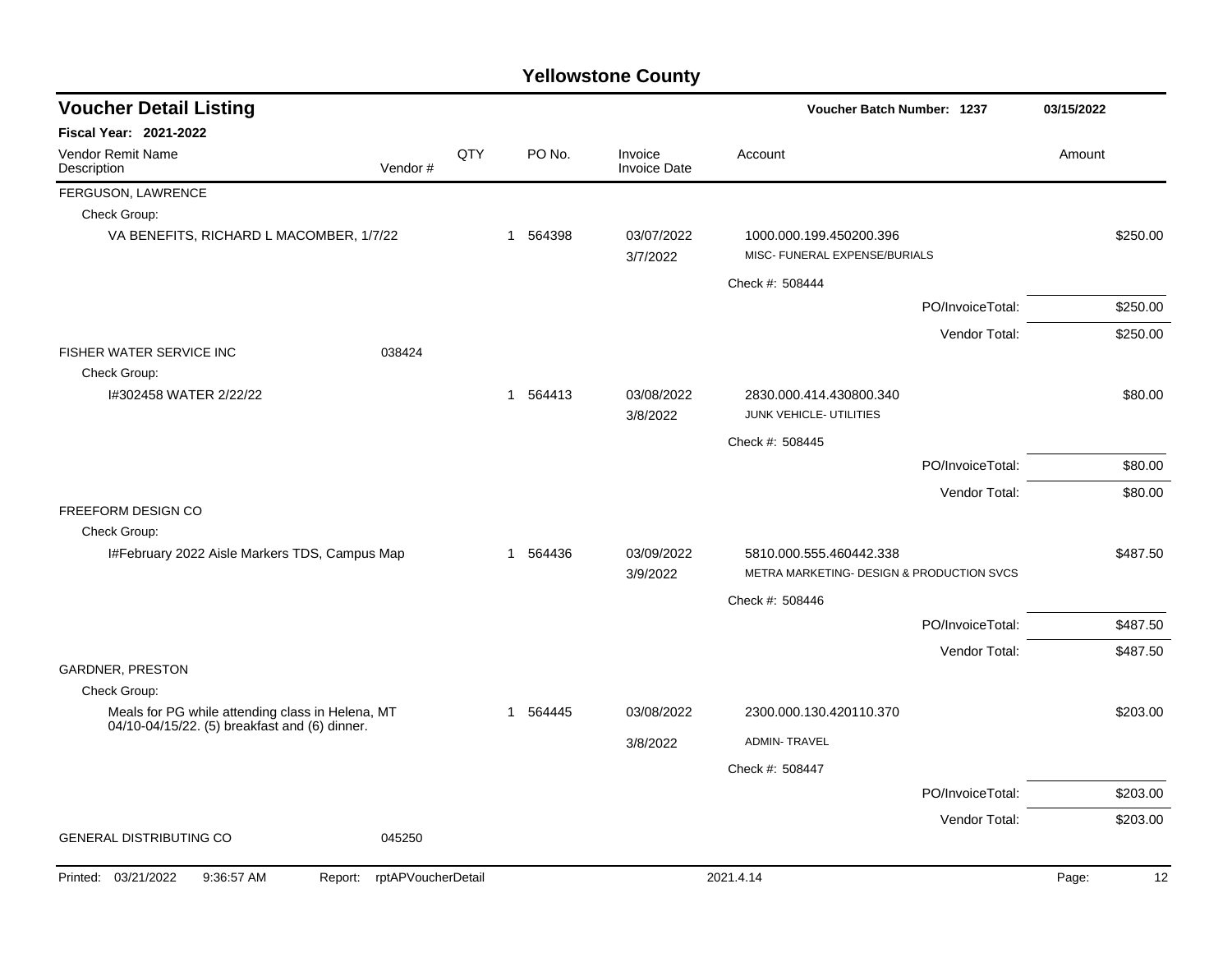# Yellowstone County

## Voucher Detail Listing

**Voucher Batch Number: 1237** — 03/15/2022

**Fiscal Year: 2021-2022**

| Vendor Remit Name / Description | Vendor # | QTY | PO No. | Invoice / Invoice Date | Account | Amount |
|---|---|---|---|---|---|---|
| FERGUSON, LAWRENCE | | | | | | |
| Check Group: | | | | | | |
| VA BENEFITS, RICHARD L MACOMBER, 1/7/22 | | 1 | 564398 | 03/07/2022<br>3/7/2022 | 1000.000.199.450200.396<br>MISC- FUNERAL EXPENSE/BURIALS | $250.00 |
| | | | | | Check #: 508444 | |
| | | | | | PO/InvoiceTotal: | $250.00 |
| | | | | | Vendor Total: | $250.00 |
| FISHER WATER SERVICE INC | 038424 | | | | | |
| Check Group: | | | | | | |
| I#302458 WATER 2/22/22 | | 1 | 564413 | 03/08/2022<br>3/8/2022 | 2830.000.414.430800.340<br>JUNK VEHICLE- UTILITIES | $80.00 |
| | | | | | Check #: 508445 | |
| | | | | | PO/InvoiceTotal: | $80.00 |
| | | | | | Vendor Total: | $80.00 |
| FREEFORM DESIGN CO | | | | | | |
| Check Group: | | | | | | |
| I#February 2022 Aisle Markers TDS, Campus Map | | 1 | 564436 | 03/09/2022<br>3/9/2022 | 5810.000.555.460442.338<br>METRA MARKETING- DESIGN & PRODUCTION SVCS | $487.50 |
| | | | | | Check #: 508446 | |
| | | | | | PO/InvoiceTotal: | $487.50 |
| | | | | | Vendor Total: | $487.50 |
| GARDNER, PRESTON | | | | | | |
| Check Group: | | | | | | |
| Meals for PG while attending class in Helena, MT 04/10-04/15/22. (5) breakfast and (6) dinner. | | 1 | 564445 | 03/08/2022<br>3/8/2022 | 2300.000.130.420110.370<br>ADMIN- TRAVEL | $203.00 |
| | | | | | Check #: 508447 | |
| | | | | | PO/InvoiceTotal: | $203.00 |
| | | | | | Vendor Total: | $203.00 |
| GENERAL DISTRIBUTING CO | 045250 | | | | | |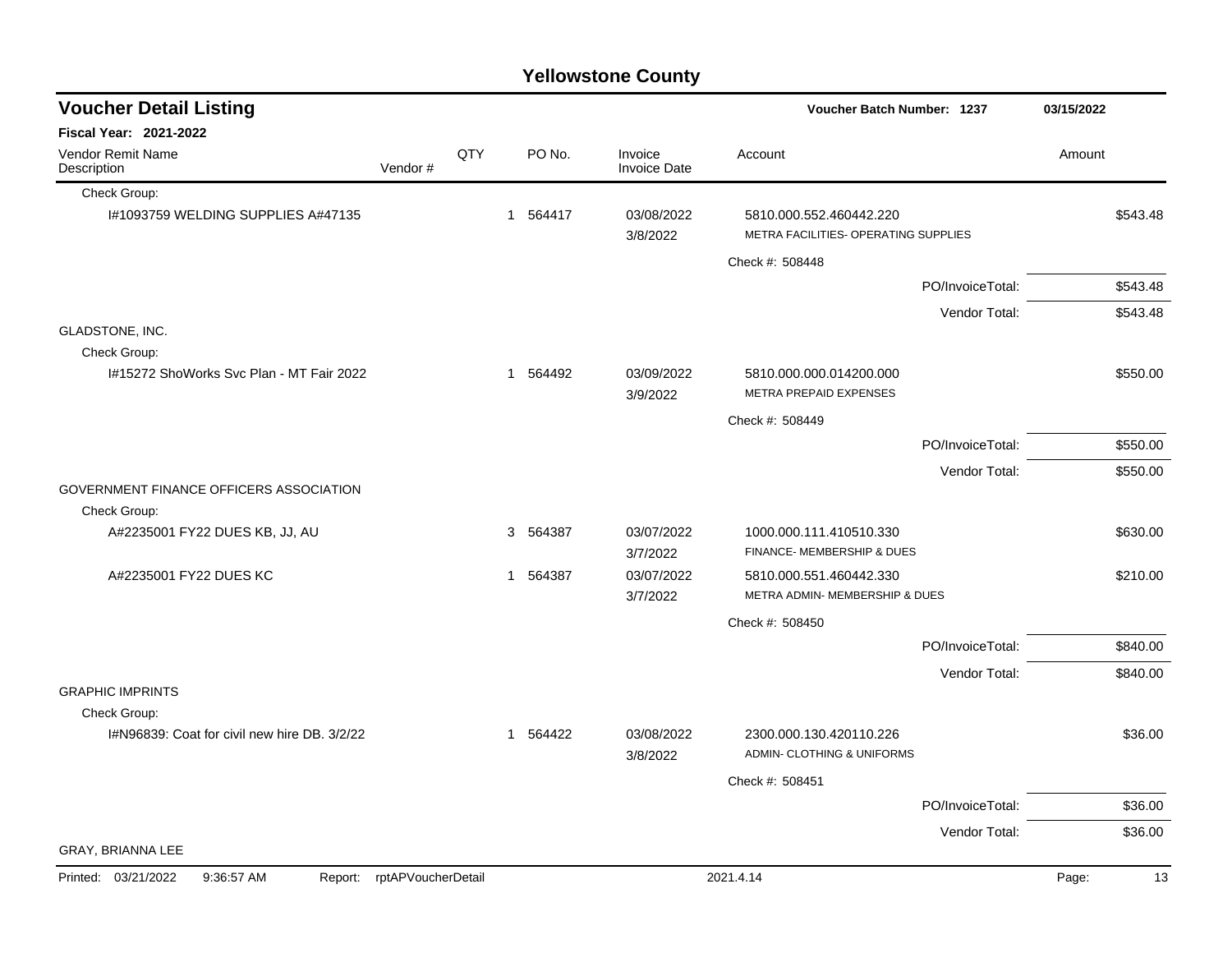# Yellowstone County

## Voucher Detail Listing

**Voucher Batch Number: 1237** — 03/15/2022

**Fiscal Year: 2021-2022**

| Vendor Remit Name / Description | Vendor # | QTY | PO No. | Invoice / Invoice Date | Account | Amount |
|---|---|---|---|---|---|---|
| Check Group: | | | | | | |
| I#1093759 WELDING SUPPLIES A#47135 | | 1 | 564417 | 03/08/2022 / 3/8/2022 | 5810.000.552.460442.220 METRA FACILITIES- OPERATING SUPPLIES | $543.48 |
| | | | | | Check #: 508448 | |
| | | | | | PO/InvoiceTotal: | $543.48 |
| | | | | | Vendor Total: | $543.48 |
| GLADSTONE, INC. | | | | | | |
| Check Group: | | | | | | |
| I#15272 ShoWorks Svc Plan - MT Fair 2022 | | 1 | 564492 | 03/09/2022 / 3/9/2022 | 5810.000.000.014200.000 METRA PREPAID EXPENSES | $550.00 |
| | | | | | Check #: 508449 | |
| | | | | | PO/InvoiceTotal: | $550.00 |
| | | | | | Vendor Total: | $550.00 |
| GOVERNMENT FINANCE OFFICERS ASSOCIATION | | | | | | |
| Check Group: | | | | | | |
| A#2235001 FY22 DUES KB, JJ, AU | | 3 | 564387 | 03/07/2022 / 3/7/2022 | 1000.000.111.410510.330 FINANCE- MEMBERSHIP & DUES | $630.00 |
| A#2235001 FY22 DUES KC | | 1 | 564387 | 03/07/2022 / 3/7/2022 | 5810.000.551.460442.330 METRA ADMIN- MEMBERSHIP & DUES | $210.00 |
| | | | | | Check #: 508450 | |
| | | | | | PO/InvoiceTotal: | $840.00 |
| | | | | | Vendor Total: | $840.00 |
| GRAPHIC IMPRINTS | | | | | | |
| Check Group: | | | | | | |
| I#N96839: Coat for civil new hire DB. 3/2/22 | | 1 | 564422 | 03/08/2022 / 3/8/2022 | 2300.000.130.420110.226 ADMIN- CLOTHING & UNIFORMS | $36.00 |
| | | | | | Check #: 508451 | |
| | | | | | PO/InvoiceTotal: | $36.00 |
| | | | | | Vendor Total: | $36.00 |
| GRAY, BRIANNA LEE | | | | | | |

Printed: 03/21/2022 9:36:57 AM Report: rptAPVoucherDetail 2021.4.14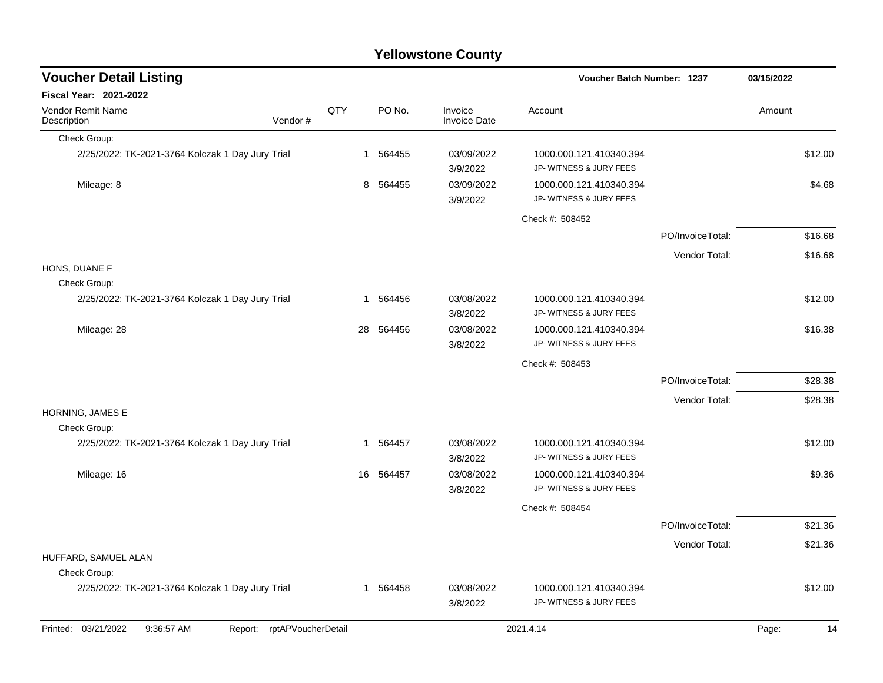# Yellowstone County

## Voucher Detail Listing

Voucher Batch Number: 1237 — 03/15/2022

**Fiscal Year: 2021-2022**

| Vendor Remit Name / Description | Vendor # | QTY | PO No. | Invoice / Invoice Date | Account | | Amount |
|---|---|---|---|---|---|---|---|
| Check Group: | | | | | | | |
| 2/25/2022: TK-2021-3764 Kolczak 1 Day Jury Trial | | 1 | 564455 | 03/09/2022 3/9/2022 | 1000.000.121.410340.394 JP- WITNESS & JURY FEES | | $12.00 |
| Mileage: 8 | | 8 | 564455 | 03/09/2022 3/9/2022 | 1000.000.121.410340.394 JP- WITNESS & JURY FEES | | $4.68 |
| | | | | | Check #: 508452 | | |
| | | | | | | PO/InvoiceTotal: | $16.68 |
| | | | | | | Vendor Total: | $16.68 |
| HONS, DUANE F | | | | | | | |
| Check Group: | | | | | | | |
| 2/25/2022: TK-2021-3764 Kolczak 1 Day Jury Trial | | 1 | 564456 | 03/08/2022 3/8/2022 | 1000.000.121.410340.394 JP- WITNESS & JURY FEES | | $12.00 |
| Mileage: 28 | | 28 | 564456 | 03/08/2022 3/8/2022 | 1000.000.121.410340.394 JP- WITNESS & JURY FEES | | $16.38 |
| | | | | | Check #: 508453 | | |
| | | | | | | PO/InvoiceTotal: | $28.38 |
| | | | | | | Vendor Total: | $28.38 |
| HORNING, JAMES E | | | | | | | |
| Check Group: | | | | | | | |
| 2/25/2022: TK-2021-3764 Kolczak 1 Day Jury Trial | | 1 | 564457 | 03/08/2022 3/8/2022 | 1000.000.121.410340.394 JP- WITNESS & JURY FEES | | $12.00 |
| Mileage: 16 | | 16 | 564457 | 03/08/2022 3/8/2022 | 1000.000.121.410340.394 JP- WITNESS & JURY FEES | | $9.36 |
| | | | | | Check #: 508454 | | |
| | | | | | | PO/InvoiceTotal: | $21.36 |
| | | | | | | Vendor Total: | $21.36 |
| HUFFARD, SAMUEL ALAN | | | | | | | |
| Check Group: | | | | | | | |
| 2/25/2022: TK-2021-3764 Kolczak 1 Day Jury Trial | | 1 | 564458 | 03/08/2022 3/8/2022 | 1000.000.121.410340.394 JP- WITNESS & JURY FEES | | $12.00 |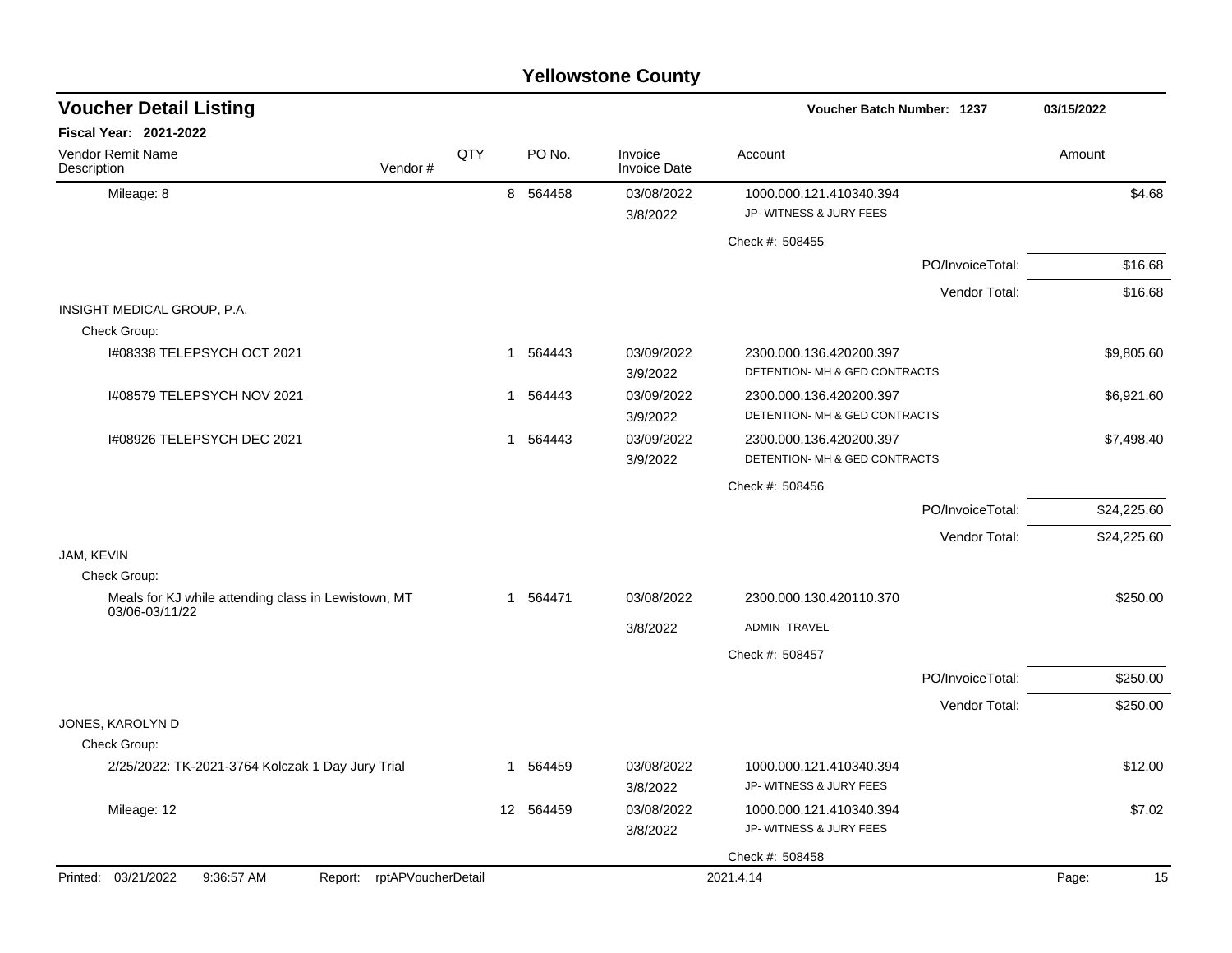# Yellowstone County

## Voucher Detail Listing

**Voucher Batch Number: 1237** | **03/15/2022**

**Fiscal Year: 2021-2022**

| Vendor Remit Name / Description | Vendor # | QTY | PO No. | Invoice / Invoice Date | Account | Amount |
|---|---|---|---|---|---|---|
| Mileage: 8 | | 8 | 564458 | 03/08/2022 / 3/8/2022 | 1000.000.121.410340.394 JP- WITNESS & JURY FEES | $4.68 |
| | | | | | Check #: 508455 | |
| | | | | | PO/InvoiceTotal: | $16.68 |
| | | | | | Vendor Total: | $16.68 |
| INSIGHT MEDICAL GROUP, P.A. | | | | | | |
| Check Group: | | | | | | |
| I#08338 TELEPSYCH OCT 2021 | | 1 | 564443 | 03/09/2022 / 3/9/2022 | 2300.000.136.420200.397 DETENTION- MH & GED CONTRACTS | $9,805.60 |
| I#08579 TELEPSYCH NOV 2021 | | 1 | 564443 | 03/09/2022 / 3/9/2022 | 2300.000.136.420200.397 DETENTION- MH & GED CONTRACTS | $6,921.60 |
| I#08926 TELEPSYCH DEC 2021 | | 1 | 564443 | 03/09/2022 / 3/9/2022 | 2300.000.136.420200.397 DETENTION- MH & GED CONTRACTS | $7,498.40 |
| | | | | | Check #: 508456 | |
| | | | | | PO/InvoiceTotal: | $24,225.60 |
| | | | | | Vendor Total: | $24,225.60 |
| JAM, KEVIN | | | | | | |
| Check Group: | | | | | | |
| Meals for KJ while attending class in Lewistown, MT 03/06-03/11/22 | | 1 | 564471 | 03/08/2022 / 3/8/2022 | 2300.000.130.420110.370 ADMIN- TRAVEL | $250.00 |
| | | | | | Check #: 508457 | |
| | | | | | PO/InvoiceTotal: | $250.00 |
| | | | | | Vendor Total: | $250.00 |
| JONES, KAROLYN D | | | | | | |
| Check Group: | | | | | | |
| 2/25/2022: TK-2021-3764 Kolczak 1 Day Jury Trial | | 1 | 564459 | 03/08/2022 / 3/8/2022 | 1000.000.121.410340.394 JP- WITNESS & JURY FEES | $12.00 |
| Mileage: 12 | | 12 | 564459 | 03/08/2022 / 3/8/2022 | 1000.000.121.410340.394 JP- WITNESS & JURY FEES | $7.02 |
| | | | | | Check #: 508458 | |

Printed: 03/21/2022 9:36:57 AM Report: rptAPVoucherDetail 2021.4.14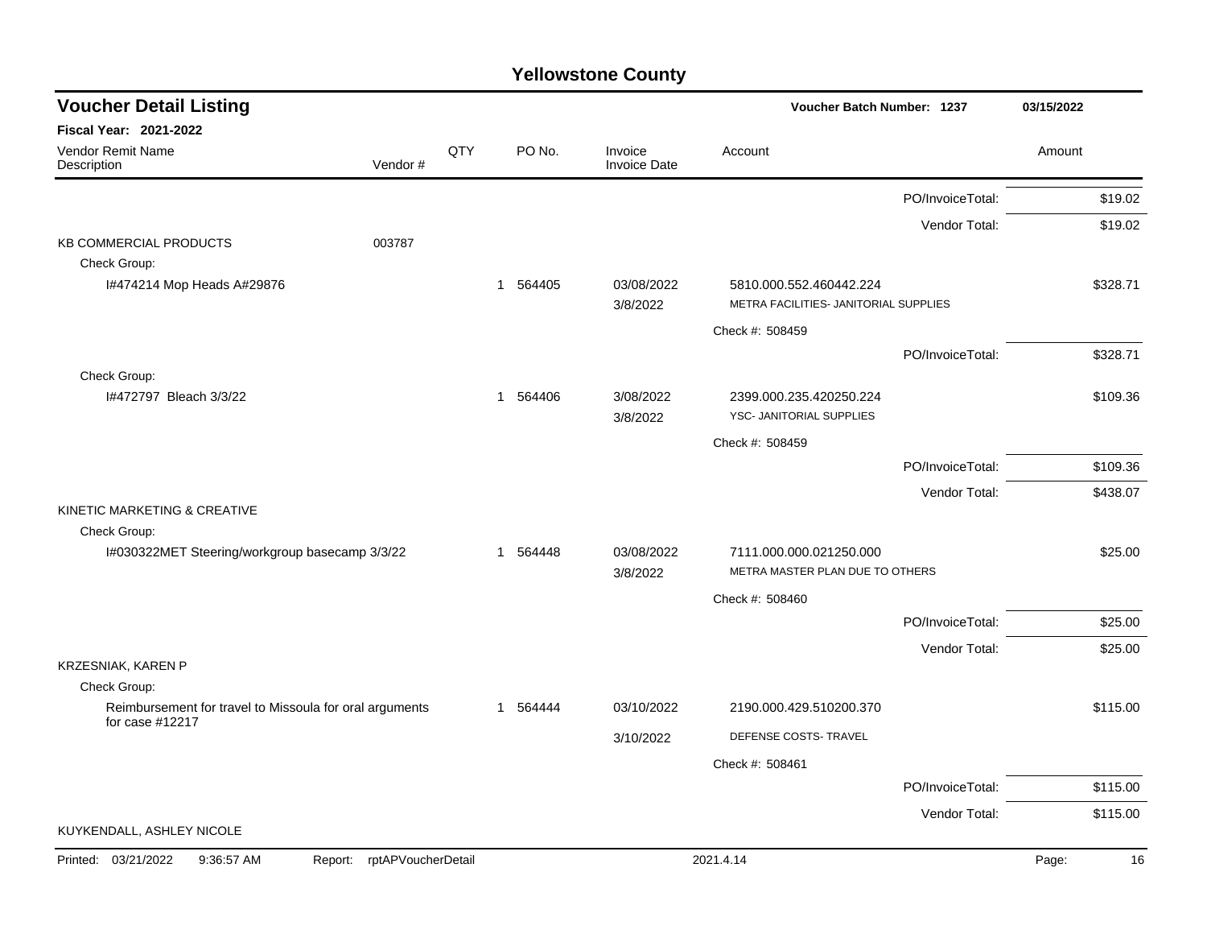# Yellowstone County

## Voucher Detail Listing

**Voucher Batch Number: 1237** 03/15/2022

**Fiscal Year: 2021-2022**

| Vendor Remit Name / Description | Vendor # | QTY | PO No. | Invoice / Invoice Date | Account | Amount |
|---|---|---|---|---|---|---|
| | | | | | PO/InvoiceTotal: | $19.02 |
| | | | | | Vendor Total: | $19.02 |
| KB COMMERCIAL PRODUCTS | 003787 | | | | | |
| Check Group: | | | | | | |
| I#474214 Mop Heads A#29876 | | 1 | 564405 | 03/08/2022<br>3/8/2022 | 5810.000.552.460442.224<br>METRA FACILITIES- JANITORIAL SUPPLIES | $328.71 |
| | | | | | Check #: 508459 | |
| | | | | | PO/InvoiceTotal: | $328.71 |
| Check Group: | | | | | | |
| I#472797 Bleach 3/3/22 | | 1 | 564406 | 3/08/2022<br>3/8/2022 | 2399.000.235.420250.224<br>YSC- JANITORIAL SUPPLIES | $109.36 |
| | | | | | Check #: 508459 | |
| | | | | | PO/InvoiceTotal: | $109.36 |
| | | | | | Vendor Total: | $438.07 |
| KINETIC MARKETING & CREATIVE | | | | | | |
| Check Group: | | | | | | |
| I#030322MET Steering/workgroup basecamp 3/3/22 | | 1 | 564448 | 03/08/2022<br>3/8/2022 | 7111.000.000.021250.000<br>METRA MASTER PLAN DUE TO OTHERS | $25.00 |
| | | | | | Check #: 508460 | |
| | | | | | PO/InvoiceTotal: | $25.00 |
| | | | | | Vendor Total: | $25.00 |
| KRZESNIAK, KAREN P | | | | | | |
| Check Group: | | | | | | |
| Reimbursement for travel to Missoula for oral arguments for case #12217 | | 1 | 564444 | 03/10/2022<br>3/10/2022 | 2190.000.429.510200.370<br>DEFENSE COSTS- TRAVEL | $115.00 |
| | | | | | Check #: 508461 | |
| | | | | | PO/InvoiceTotal: | $115.00 |
| | | | | | Vendor Total: | $115.00 |
| KUYKENDALL, ASHLEY NICOLE | | | | | | |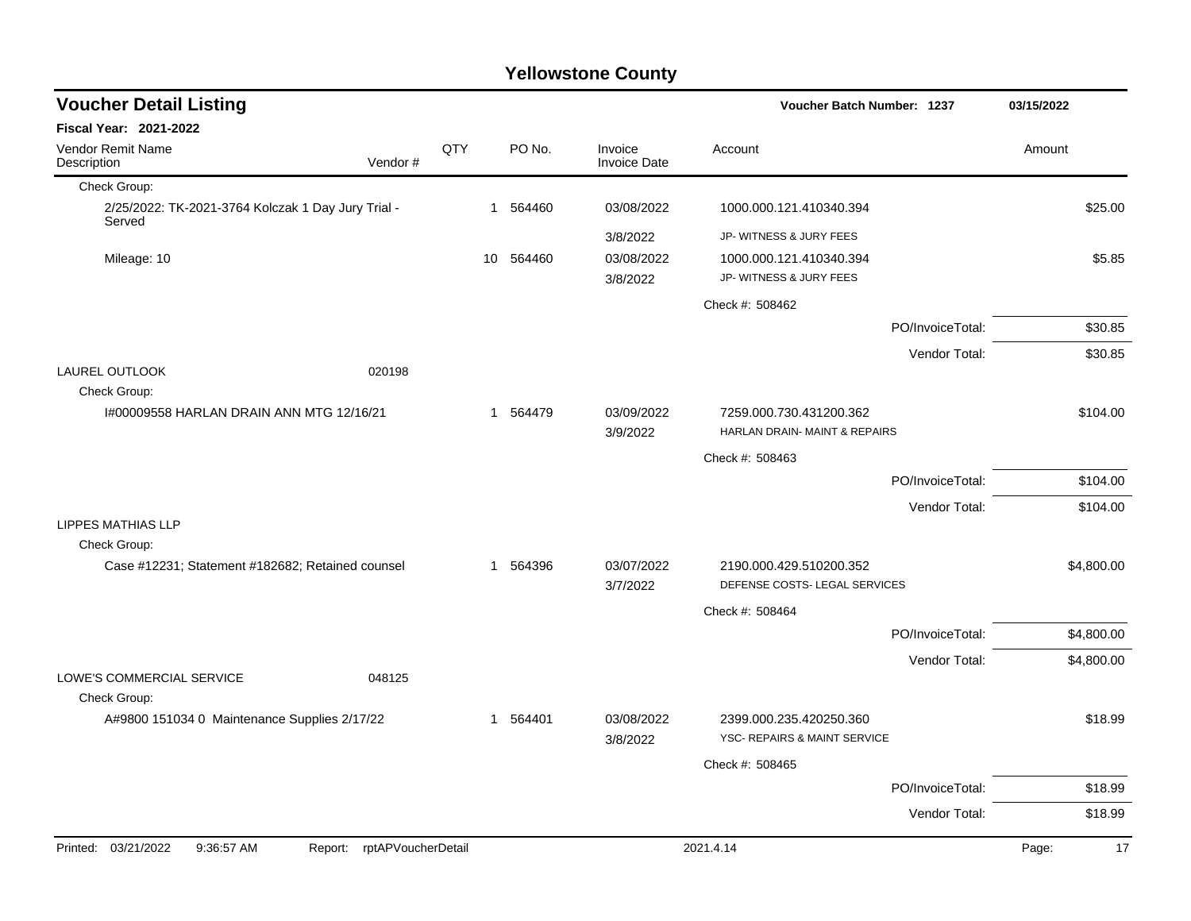# Yellowstone County

## Voucher Detail Listing

Voucher Batch Number: 1237 — 03/15/2022

**Fiscal Year: 2021-2022**

| Vendor Remit Name / Description | Vendor # | QTY | PO No. | Invoice / Invoice Date | Account | Amount |
|---|---|---|---|---|---|---|
| Check Group: | | | | | | |
| 2/25/2022: TK-2021-3764 Kolczak 1 Day Jury Trial - Served | | 1 | 564460 | 03/08/2022 / 3/8/2022 | 1000.000.121.410340.394 JP- WITNESS & JURY FEES | $25.00 |
| Mileage: 10 | | 10 | 564460 | 03/08/2022 / 3/8/2022 | 1000.000.121.410340.394 JP- WITNESS & JURY FEES | $5.85 |
| | | | | | Check #: 508462 | |
| | | | | | PO/InvoiceTotal: | $30.85 |
| | | | | | Vendor Total: | $30.85 |
| LAUREL OUTLOOK | 020198 | | | | | |
| Check Group: | | | | | | |
| I#00009558 HARLAN DRAIN ANN MTG 12/16/21 | | 1 | 564479 | 03/09/2022 / 3/9/2022 | 7259.000.730.431200.362 HARLAN DRAIN- MAINT & REPAIRS | $104.00 |
| | | | | | Check #: 508463 | |
| | | | | | PO/InvoiceTotal: | $104.00 |
| | | | | | Vendor Total: | $104.00 |
| LIPPES MATHIAS LLP | | | | | | |
| Check Group: | | | | | | |
| Case #12231; Statement #182682; Retained counsel | | 1 | 564396 | 03/07/2022 / 3/7/2022 | 2190.000.429.510200.352 DEFENSE COSTS- LEGAL SERVICES | $4,800.00 |
| | | | | | Check #: 508464 | |
| | | | | | PO/InvoiceTotal: | $4,800.00 |
| | | | | | Vendor Total: | $4,800.00 |
| LOWE'S COMMERCIAL SERVICE | 048125 | | | | | |
| Check Group: | | | | | | |
| A#9800 151034 0 Maintenance Supplies 2/17/22 | | 1 | 564401 | 03/08/2022 / 3/8/2022 | 2399.000.235.420250.360 YSC- REPAIRS & MAINT SERVICE | $18.99 |
| | | | | | Check #: 508465 | |
| | | | | | PO/InvoiceTotal: | $18.99 |
| | | | | | Vendor Total: | $18.99 |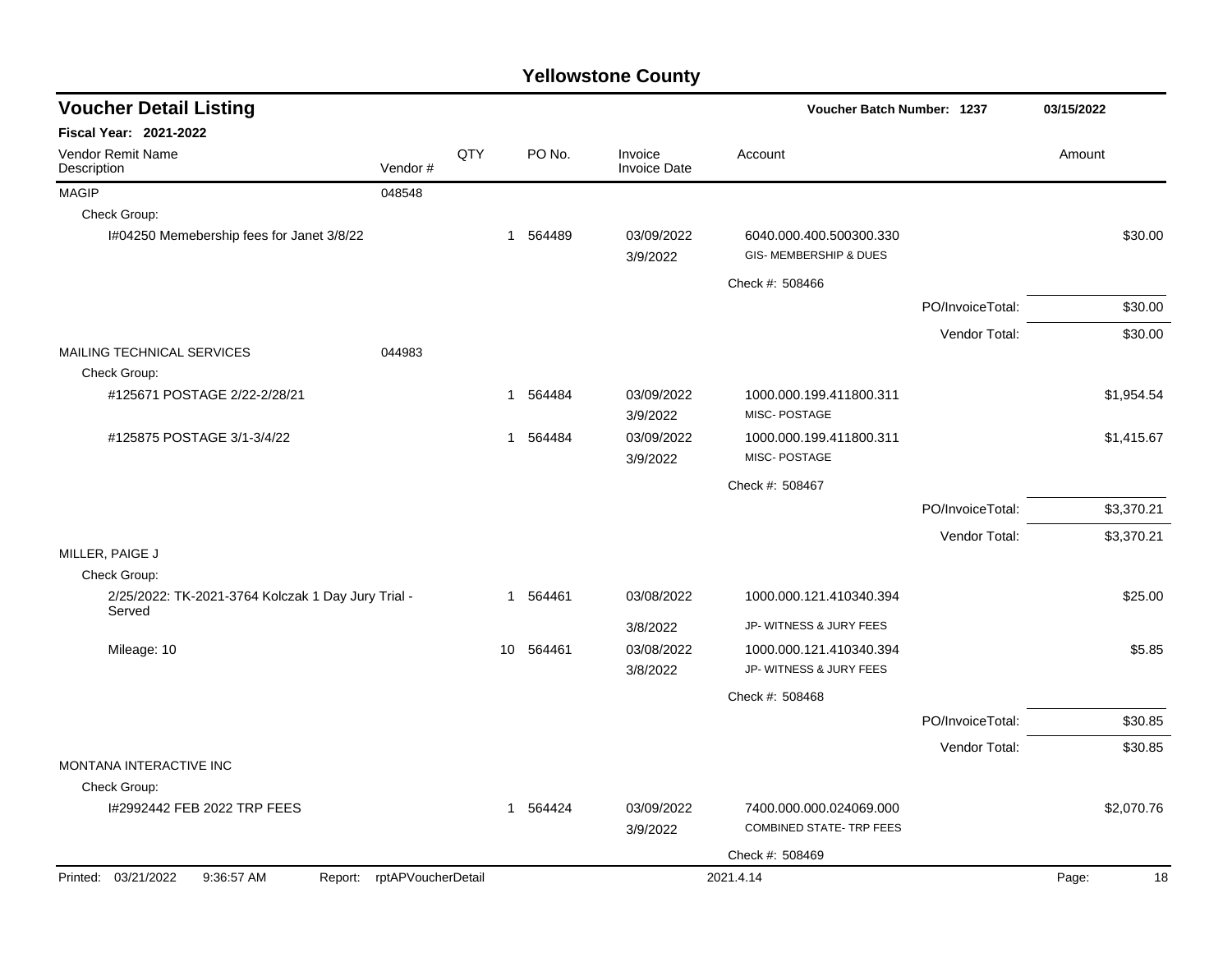# Yellowstone County

## Voucher Detail Listing

**Voucher Batch Number: 1237** | **03/15/2022**

**Fiscal Year: 2021-2022**

| Vendor Remit Name / Description | Vendor # | QTY | PO No. | Invoice / Invoice Date | Account | | Amount |
|---|---|---|---|---|---|---|---|
| MAGIP | 048548 | | | | | | |
| Check Group: | | | | | | | |
| I#04250 Memebership fees for Janet 3/8/22 | | 1 | 564489 | 03/09/2022 3/9/2022 | 6040.000.400.500300.330 GIS- MEMBERSHIP & DUES | | $30.00 |
| | | | | | Check #: 508466 | | |
| | | | | | | PO/InvoiceTotal: | $30.00 |
| | | | | | | Vendor Total: | $30.00 |
| MAILING TECHNICAL SERVICES | 044983 | | | | | | |
| Check Group: | | | | | | | |
| #125671 POSTAGE 2/22-2/28/21 | | 1 | 564484 | 03/09/2022 3/9/2022 | 1000.000.199.411800.311 MISC- POSTAGE | | $1,954.54 |
| #125875 POSTAGE 3/1-3/4/22 | | 1 | 564484 | 03/09/2022 3/9/2022 | 1000.000.199.411800.311 MISC- POSTAGE | | $1,415.67 |
| | | | | | Check #: 508467 | | |
| | | | | | | PO/InvoiceTotal: | $3,370.21 |
| | | | | | | Vendor Total: | $3,370.21 |
| MILLER, PAIGE J | | | | | | | |
| Check Group: | | | | | | | |
| 2/25/2022: TK-2021-3764 Kolczak 1 Day Jury Trial - Served | | 1 | 564461 | 03/08/2022 3/8/2022 | 1000.000.121.410340.394 JP- WITNESS & JURY FEES | | $25.00 |
| Mileage: 10 | | 10 | 564461 | 03/08/2022 3/8/2022 | 1000.000.121.410340.394 JP- WITNESS & JURY FEES | | $5.85 |
| | | | | | Check #: 508468 | | |
| | | | | | | PO/InvoiceTotal: | $30.85 |
| | | | | | | Vendor Total: | $30.85 |
| MONTANA INTERACTIVE INC | | | | | | | |
| Check Group: | | | | | | | |
| I#2992442 FEB 2022 TRP FEES | | 1 | 564424 | 03/09/2022 3/9/2022 | 7400.000.000.024069.000 COMBINED STATE- TRP FEES | | $2,070.76 |
| | | | | | Check #: 508469 | | |

Printed: 03/21/2022 9:36:57 AM Report: rptAPVoucherDetail 2021.4.14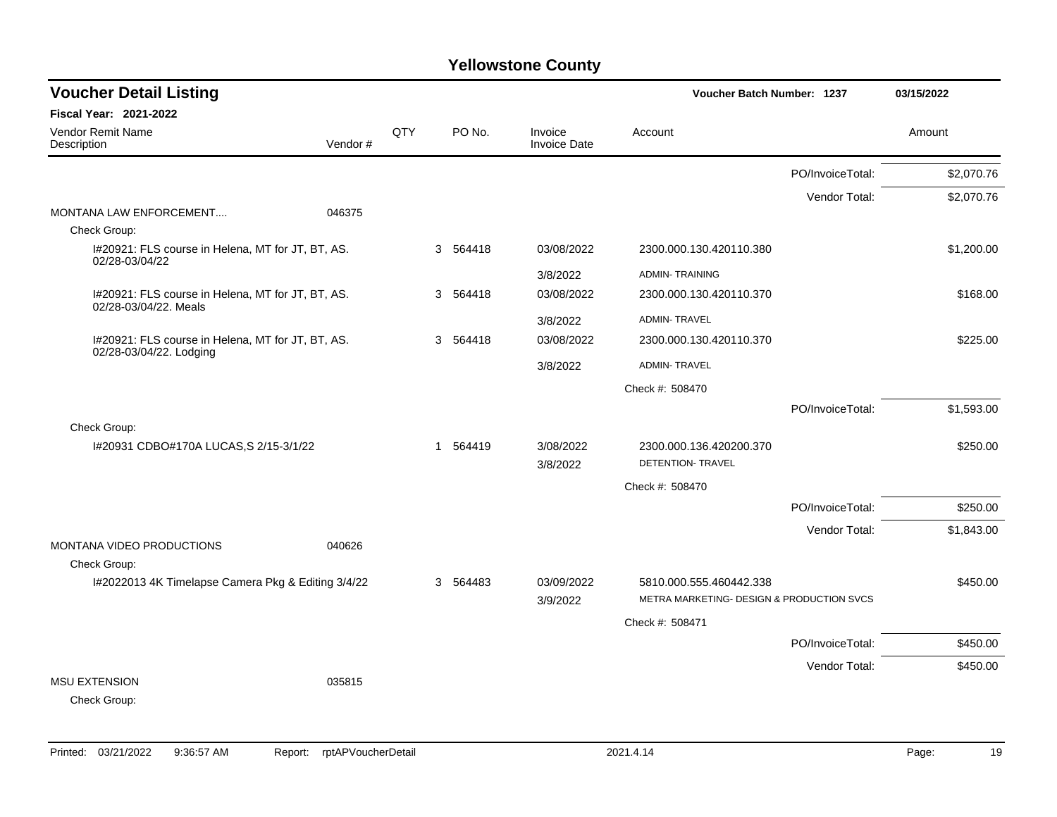# Yellowstone County

## Voucher Detail Listing

**Voucher Batch Number: 1237** 03/15/2022

**Fiscal Year: 2021-2022**

| Vendor Remit Name / Description | Vendor # | QTY | PO No. | Invoice / Invoice Date | Account | Amount |
|---|---|---|---|---|---|---|
| | | | | | PO/InvoiceTotal: | $2,070.76 |
| | | | | | Vendor Total: | $2,070.76 |
| MONTANA LAW ENFORCEMENT.... | 046375 | | | | | |
| Check Group: | | | | | | |
| I#20921: FLS course in Helena, MT for JT, BT, AS. 02/28-03/04/22 | | 3 | 564418 | 03/08/2022<br>3/8/2022 | 2300.000.130.420110.380<br>ADMIN- TRAINING | $1,200.00 |
| I#20921: FLS course in Helena, MT for JT, BT, AS. 02/28-03/04/22. Meals | | 3 | 564418 | 03/08/2022<br>3/8/2022 | 2300.000.130.420110.370<br>ADMIN- TRAVEL | $168.00 |
| I#20921: FLS course in Helena, MT for JT, BT, AS. 02/28-03/04/22. Lodging | | 3 | 564418 | 03/08/2022<br>3/8/2022 | 2300.000.130.420110.370<br>ADMIN- TRAVEL | $225.00 |
| | | | | | Check #: 508470 | |
| | | | | | PO/InvoiceTotal: | $1,593.00 |
| Check Group: | | | | | | |
| I#20931 CDBO#170A LUCAS,S 2/15-3/1/22 | | 1 | 564419 | 3/08/2022<br>3/8/2022 | 2300.000.136.420200.370<br>DETENTION- TRAVEL | $250.00 |
| | | | | | Check #: 508470 | |
| | | | | | PO/InvoiceTotal: | $250.00 |
| | | | | | Vendor Total: | $1,843.00 |
| MONTANA VIDEO PRODUCTIONS | 040626 | | | | | |
| Check Group: | | | | | | |
| I#2022013 4K Timelapse Camera Pkg & Editing 3/4/22 | | 3 | 564483 | 03/09/2022<br>3/9/2022 | 5810.000.555.460442.338<br>METRA MARKETING- DESIGN & PRODUCTION SVCS | $450.00 |
| | | | | | Check #: 508471 | |
| | | | | | PO/InvoiceTotal: | $450.00 |
| | | | | | Vendor Total: | $450.00 |
| MSU EXTENSION | 035815 | | | | | |
| Check Group: | | | | | | |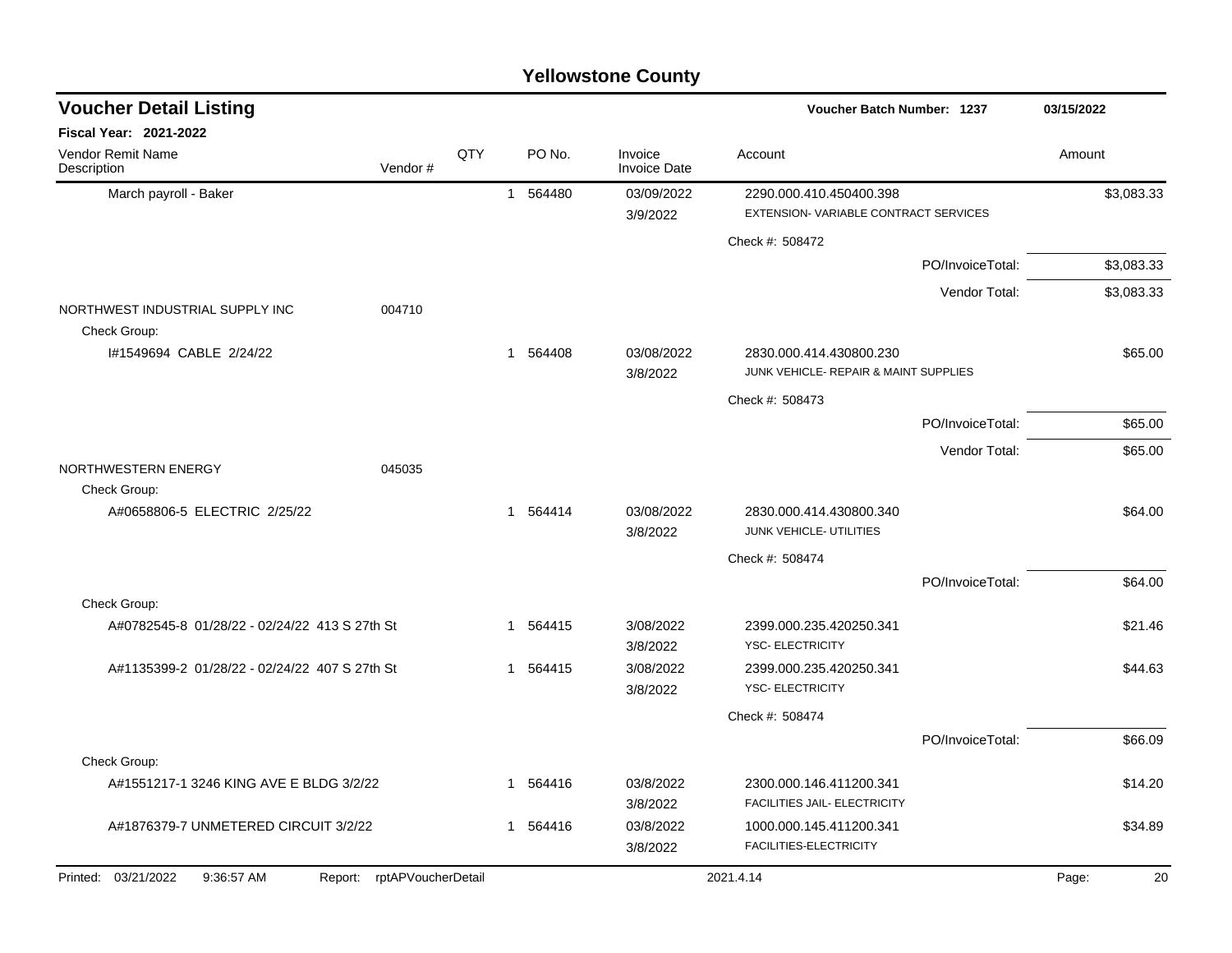# Yellowstone County

## Voucher Detail Listing

**Voucher Batch Number: 1237** — 03/15/2022

**Fiscal Year: 2021-2022**

| Vendor Remit Name / Description | Vendor # | QTY | PO No. | Invoice / Invoice Date | Account | Amount |
|---|---|---|---|---|---|---|
| March payroll - Baker | | 1 | 564480 | 03/09/2022 / 3/9/2022 | 2290.000.410.450400.398 EXTENSION- VARIABLE CONTRACT SERVICES | $3,083.33 |
| | | | | | Check #: 508472 | |
| | | | | | PO/InvoiceTotal: | $3,083.33 |
| | | | | | Vendor Total: | $3,083.33 |
| NORTHWEST INDUSTRIAL SUPPLY INC | 004710 | | | | | |
| Check Group: | | | | | | |
| I#1549694 CABLE 2/24/22 | | 1 | 564408 | 03/08/2022 / 3/8/2022 | 2830.000.414.430800.230 JUNK VEHICLE- REPAIR & MAINT SUPPLIES | $65.00 |
| | | | | | Check #: 508473 | |
| | | | | | PO/InvoiceTotal: | $65.00 |
| | | | | | Vendor Total: | $65.00 |
| NORTHWESTERN ENERGY | 045035 | | | | | |
| Check Group: | | | | | | |
| A#0658806-5 ELECTRIC 2/25/22 | | 1 | 564414 | 03/08/2022 / 3/8/2022 | 2830.000.414.430800.340 JUNK VEHICLE- UTILITIES | $64.00 |
| | | | | | Check #: 508474 | |
| | | | | | PO/InvoiceTotal: | $64.00 |
| Check Group: | | | | | | |
| A#0782545-8 01/28/22 - 02/24/22 413 S 27th St | | 1 | 564415 | 3/08/2022 / 3/8/2022 | 2399.000.235.420250.341 YSC- ELECTRICITY | $21.46 |
| A#1135399-2 01/28/22 - 02/24/22 407 S 27th St | | 1 | 564415 | 3/08/2022 / 3/8/2022 | 2399.000.235.420250.341 YSC- ELECTRICITY | $44.63 |
| | | | | | Check #: 508474 | |
| | | | | | PO/InvoiceTotal: | $66.09 |
| Check Group: | | | | | | |
| A#1551217-1 3246 KING AVE E BLDG 3/2/22 | | 1 | 564416 | 03/8/2022 / 3/8/2022 | 2300.000.146.411200.341 FACILITIES JAIL- ELECTRICITY | $14.20 |
| A#1876379-7 UNMETERED CIRCUIT 3/2/22 | | 1 | 564416 | 03/8/2022 / 3/8/2022 | 1000.000.145.411200.341 FACILITIES-ELECTRICITY | $34.89 |

Printed: 03/21/2022 9:36:57 AM Report: rptAPVoucherDetail 2021.4.14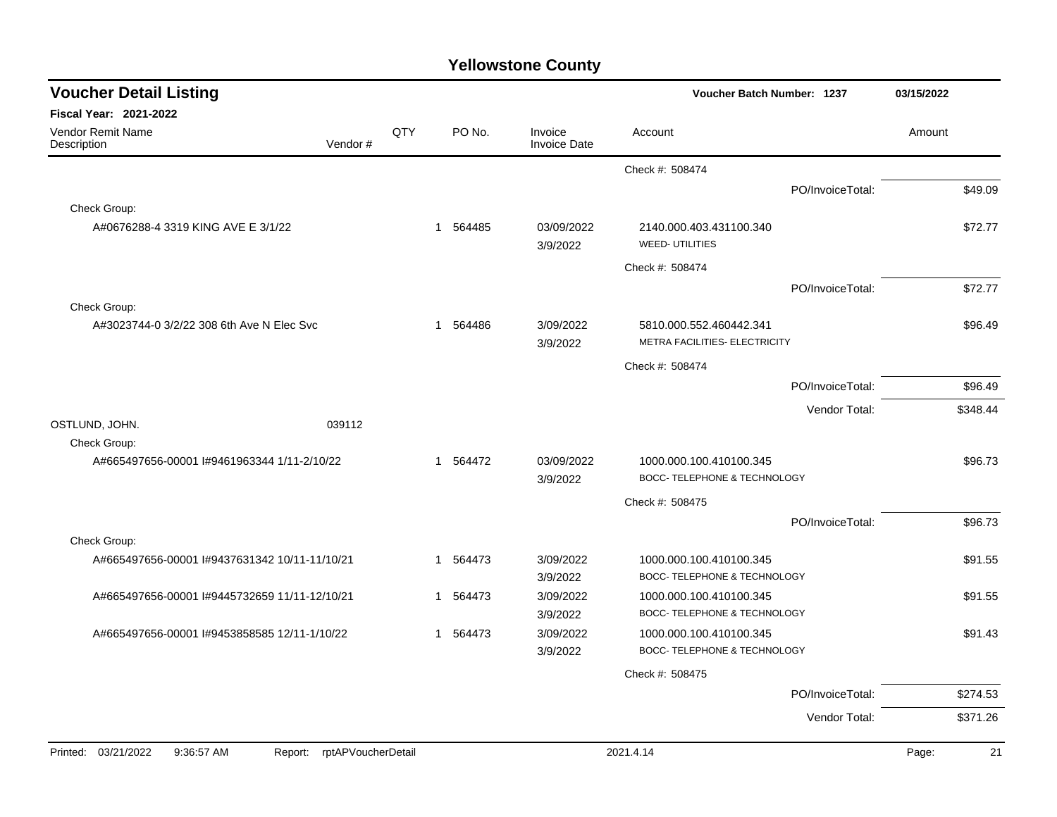# Yellowstone County

## Voucher Detail Listing

**Voucher Batch Number: 1237** — 03/15/2022

**Fiscal Year: 2021-2022**

| Vendor Remit Name / Description | Vendor # | QTY | PO No. | Invoice / Invoice Date | Account | Amount |
|---|---|---|---|---|---|---|
| | | | | | Check #: 508474 | |
| | | | | | PO/InvoiceTotal: | $49.09 |
| Check Group: | | | | | | |
| A#0676288-4 3319 KING AVE E 3/1/22 | | 1 | 564485 | 03/09/2022 / 3/9/2022 | 2140.000.403.431100.340 WEED- UTILITIES | $72.77 |
| | | | | | Check #: 508474 | |
| | | | | | PO/InvoiceTotal: | $72.77 |
| Check Group: | | | | | | |
| A#3023744-0 3/2/22 308 6th Ave N Elec Svc | | 1 | 564486 | 3/09/2022 / 3/9/2022 | 5810.000.552.460442.341 METRA FACILITIES- ELECTRICITY | $96.49 |
| | | | | | Check #: 508474 | |
| | | | | | PO/InvoiceTotal: | $96.49 |
| | | | | | Vendor Total: | $348.44 |
| OSTLUND, JOHN. | 039112 | | | | | |
| Check Group: | | | | | | |
| A#665497656-00001 I#9461963344 1/11-2/10/22 | | 1 | 564472 | 03/09/2022 / 3/9/2022 | 1000.000.100.410100.345 BOCC- TELEPHONE & TECHNOLOGY | $96.73 |
| | | | | | Check #: 508475 | |
| | | | | | PO/InvoiceTotal: | $96.73 |
| Check Group: | | | | | | |
| A#665497656-00001 I#9437631342 10/11-11/10/21 | | 1 | 564473 | 3/09/2022 / 3/9/2022 | 1000.000.100.410100.345 BOCC- TELEPHONE & TECHNOLOGY | $91.55 |
| A#665497656-00001 I#9445732659 11/11-12/10/21 | | 1 | 564473 | 3/09/2022 / 3/9/2022 | 1000.000.100.410100.345 BOCC- TELEPHONE & TECHNOLOGY | $91.55 |
| A#665497656-00001 I#9453858585 12/11-1/10/22 | | 1 | 564473 | 3/09/2022 / 3/9/2022 | 1000.000.100.410100.345 BOCC- TELEPHONE & TECHNOLOGY | $91.43 |
| | | | | | Check #: 508475 | |
| | | | | | PO/InvoiceTotal: | $274.53 |
| | | | | | Vendor Total: | $371.26 |

Printed: 03/21/2022 9:36:57 AM Report: rptAPVoucherDetail 2021.4.14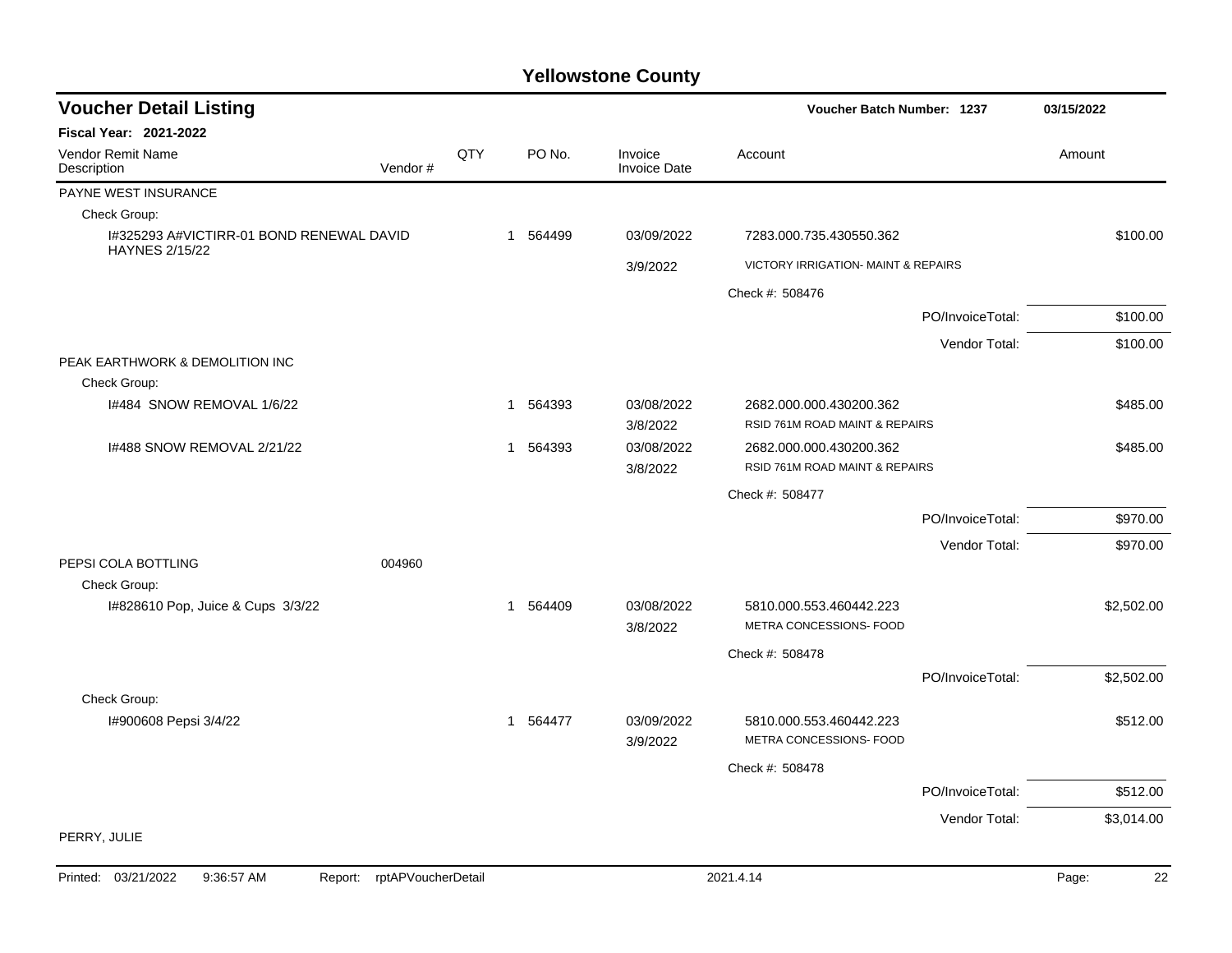# Yellowstone County

## Voucher Detail Listing

Voucher Batch Number: 1237 — 03/15/2022

**Fiscal Year: 2021-2022**

| Vendor Remit Name / Description | Vendor # | QTY | PO No. | Invoice / Invoice Date | Account | Amount |
|---|---|---|---|---|---|---|
| PAYNE WEST INSURANCE | | | | | | |
| Check Group: | | | | | | |
| I#325293 A#VICTIRR-01 BOND RENEWAL DAVID HAYNES 2/15/22 | | 1 | 564499 | 03/09/2022 3/9/2022 | 7283.000.735.430550.362 VICTORY IRRIGATION- MAINT & REPAIRS | $100.00 |
| | | | | | Check #: 508476 | |
| | | | | | PO/InvoiceTotal: | $100.00 |
| | | | | | Vendor Total: | $100.00 |
| PEAK EARTHWORK & DEMOLITION INC | | | | | | |
| Check Group: | | | | | | |
| I#484 SNOW REMOVAL 1/6/22 | | 1 | 564393 | 03/08/2022 3/8/2022 | 2682.000.000.430200.362 RSID 761M ROAD MAINT & REPAIRS | $485.00 |
| I#488 SNOW REMOVAL 2/21/22 | | 1 | 564393 | 03/08/2022 3/8/2022 | 2682.000.000.430200.362 RSID 761M ROAD MAINT & REPAIRS | $485.00 |
| | | | | | Check #: 508477 | |
| | | | | | PO/InvoiceTotal: | $970.00 |
| | | | | | Vendor Total: | $970.00 |
| PEPSI COLA BOTTLING | 004960 | | | | | |
| Check Group: | | | | | | |
| I#828610 Pop, Juice & Cups 3/3/22 | | 1 | 564409 | 03/08/2022 3/8/2022 | 5810.000.553.460442.223 METRA CONCESSIONS- FOOD | $2,502.00 |
| | | | | | Check #: 508478 | |
| | | | | | PO/InvoiceTotal: | $2,502.00 |
| Check Group: | | | | | | |
| I#900608 Pepsi 3/4/22 | | 1 | 564477 | 03/09/2022 3/9/2022 | 5810.000.553.460442.223 METRA CONCESSIONS- FOOD | $512.00 |
| | | | | | Check #: 508478 | |
| | | | | | PO/InvoiceTotal: | $512.00 |
| | | | | | Vendor Total: | $3,014.00 |
| PERRY, JULIE | | | | | | |

Printed: 03/21/2022 9:36:57 AM Report: rptAPVoucherDetail 2021.4.14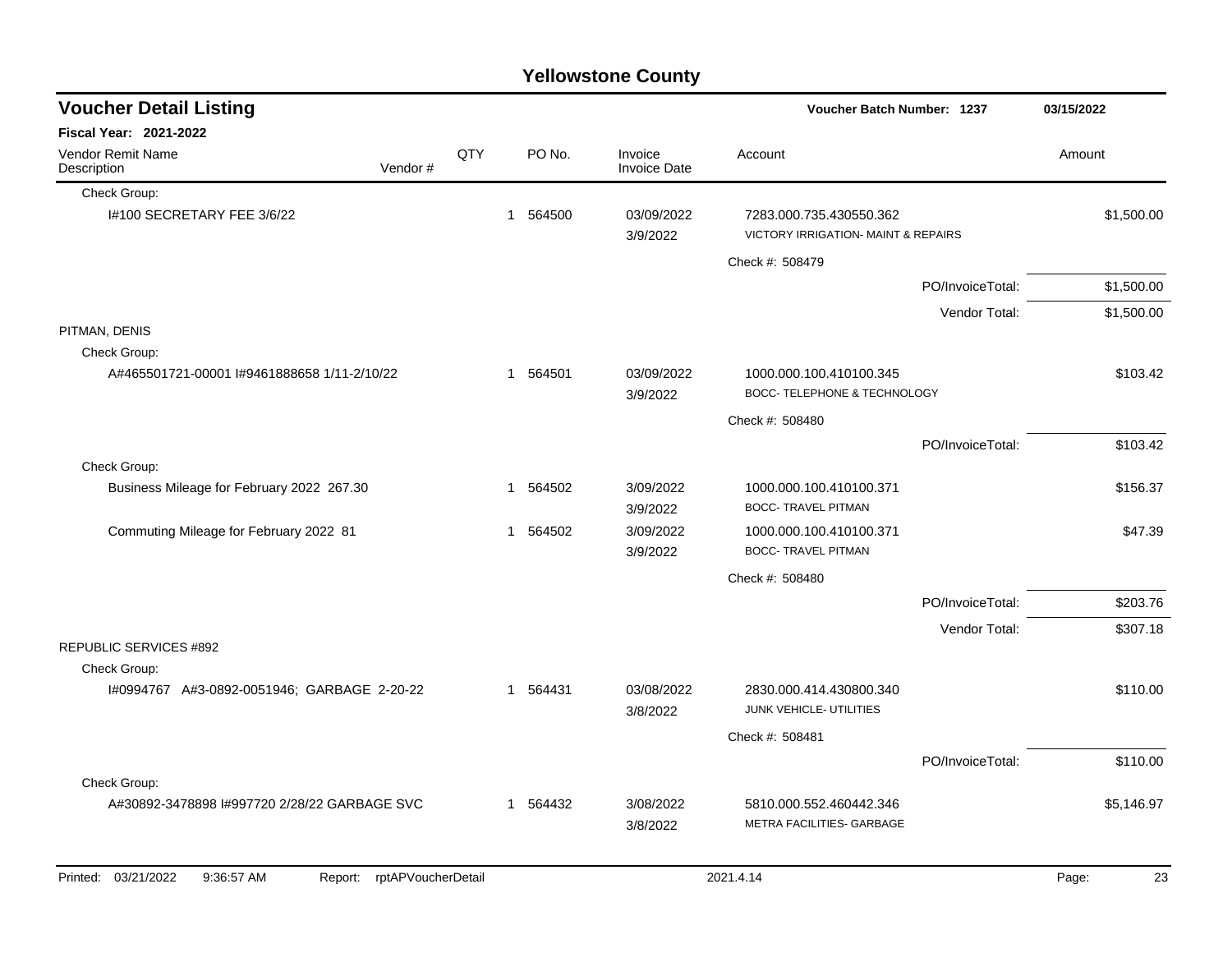# Yellowstone County

## Voucher Detail Listing

**Voucher Batch Number: 1237** — 03/15/2022

**Fiscal Year: 2021-2022**

| Vendor Remit Name / Description | Vendor # | QTY | PO No. | Invoice / Invoice Date | Account | Amount |
|---|---|---|---|---|---|---|
| Check Group: | | | | | | |
| I#100 SECRETARY FEE 3/6/22 | | 1 | 564500 | 03/09/2022 3/9/2022 | 7283.000.735.430550.362 VICTORY IRRIGATION- MAINT & REPAIRS | $1,500.00 |
| | | | | | Check #: 508479 | |
| | | | | | PO/InvoiceTotal: | $1,500.00 |
| | | | | | Vendor Total: | $1,500.00 |
| PITMAN, DENIS | | | | | | |
| Check Group: | | | | | | |
| A#465501721-00001 I#9461888658 1/11-2/10/22 | | 1 | 564501 | 03/09/2022 3/9/2022 | 1000.000.100.410100.345 BOCC- TELEPHONE & TECHNOLOGY | $103.42 |
| | | | | | Check #: 508480 | |
| | | | | | PO/InvoiceTotal: | $103.42 |
| Check Group: | | | | | | |
| Business Mileage for February 2022 267.30 | | 1 | 564502 | 3/09/2022 3/9/2022 | 1000.000.100.410100.371 BOCC- TRAVEL PITMAN | $156.37 |
| Commuting Mileage for February 2022 81 | | 1 | 564502 | 3/09/2022 3/9/2022 | 1000.000.100.410100.371 BOCC- TRAVEL PITMAN | $47.39 |
| | | | | | Check #: 508480 | |
| | | | | | PO/InvoiceTotal: | $203.76 |
| | | | | | Vendor Total: | $307.18 |
| REPUBLIC SERVICES #892 | | | | | | |
| Check Group: | | | | | | |
| I#0994767 A#3-0892-0051946; GARBAGE 2-20-22 | | 1 | 564431 | 03/08/2022 3/8/2022 | 2830.000.414.430800.340 JUNK VEHICLE- UTILITIES | $110.00 |
| | | | | | Check #: 508481 | |
| | | | | | PO/InvoiceTotal: | $110.00 |
| Check Group: | | | | | | |
| A#30892-3478898 I#997720 2/28/22 GARBAGE SVC | | 1 | 564432 | 3/08/2022 3/8/2022 | 5810.000.552.460442.346 METRA FACILITIES- GARBAGE | $5,146.97 |

Printed: 03/21/2022 9:36:57 AM Report: rptAPVoucherDetail 2021.4.14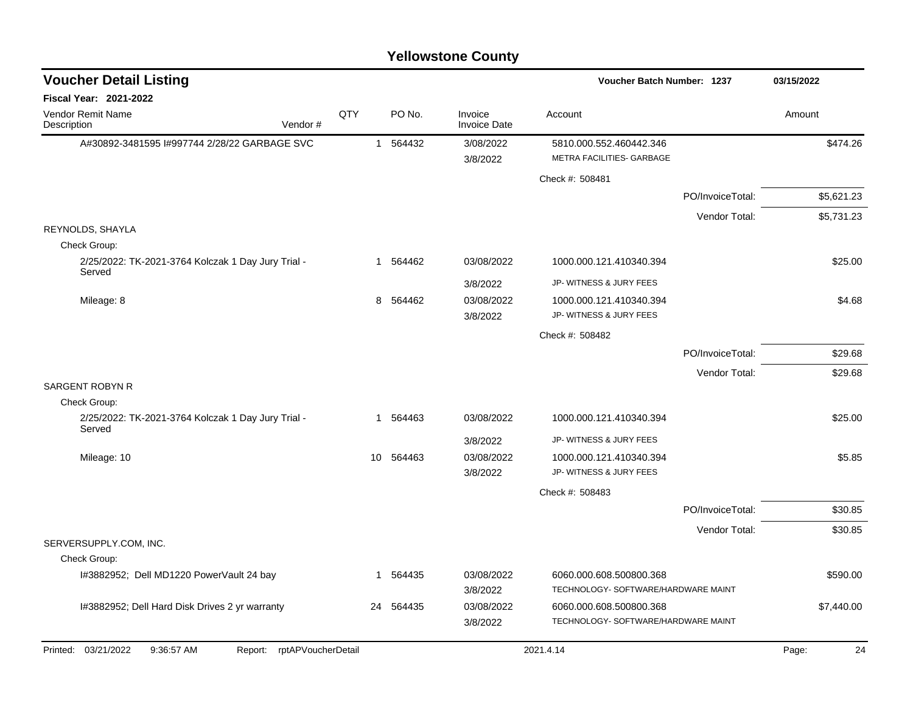# Yellowstone County

## Voucher Detail Listing

**Voucher Batch Number: 1237** 03/15/2022

**Fiscal Year: 2021-2022**

| Vendor Remit Name / Description | Vendor # | QTY | PO No. | Invoice / Invoice Date | Account | Amount |
|---|---|---|---|---|---|---|
| A#30892-3481595 I#997744 2/28/22 GARBAGE SVC | | 1 | 564432 | 3/08/2022<br>3/8/2022 | 5810.000.552.460442.346<br>METRA FACILITIES- GARBAGE | $474.26 |
| | | | | | Check #: 508481 | |
| | | | | | PO/InvoiceTotal: | $5,621.23 |
| | | | | | Vendor Total: | $5,731.23 |
| REYNOLDS, SHAYLA | | | | | | |
| Check Group: | | | | | | |
| 2/25/2022: TK-2021-3764 Kolczak 1 Day Jury Trial - Served | | 1 | 564462 | 03/08/2022<br>3/8/2022 | 1000.000.121.410340.394<br>JP- WITNESS & JURY FEES | $25.00 |
| Mileage: 8 | | 8 | 564462 | 03/08/2022<br>3/8/2022 | 1000.000.121.410340.394<br>JP- WITNESS & JURY FEES | $4.68 |
| | | | | | Check #: 508482 | |
| | | | | | PO/InvoiceTotal: | $29.68 |
| | | | | | Vendor Total: | $29.68 |
| SARGENT ROBYN R | | | | | | |
| Check Group: | | | | | | |
| 2/25/2022: TK-2021-3764 Kolczak 1 Day Jury Trial - Served | | 1 | 564463 | 03/08/2022<br>3/8/2022 | 1000.000.121.410340.394<br>JP- WITNESS & JURY FEES | $25.00 |
| Mileage: 10 | | 10 | 564463 | 03/08/2022<br>3/8/2022 | 1000.000.121.410340.394<br>JP- WITNESS & JURY FEES | $5.85 |
| | | | | | Check #: 508483 | |
| | | | | | PO/InvoiceTotal: | $30.85 |
| | | | | | Vendor Total: | $30.85 |
| SERVERSUPPLY.COM, INC. | | | | | | |
| Check Group: | | | | | | |
| I#3882952; Dell MD1220 PowerVault 24 bay | | 1 | 564435 | 03/08/2022<br>3/8/2022 | 6060.000.608.500800.368<br>TECHNOLOGY- SOFTWARE/HARDWARE MAINT | $590.00 |
| I#3882952; Dell Hard Disk Drives 2 yr warranty | | 24 | 564435 | 03/08/2022<br>3/8/2022 | 6060.000.608.500800.368<br>TECHNOLOGY- SOFTWARE/HARDWARE MAINT | $7,440.00 |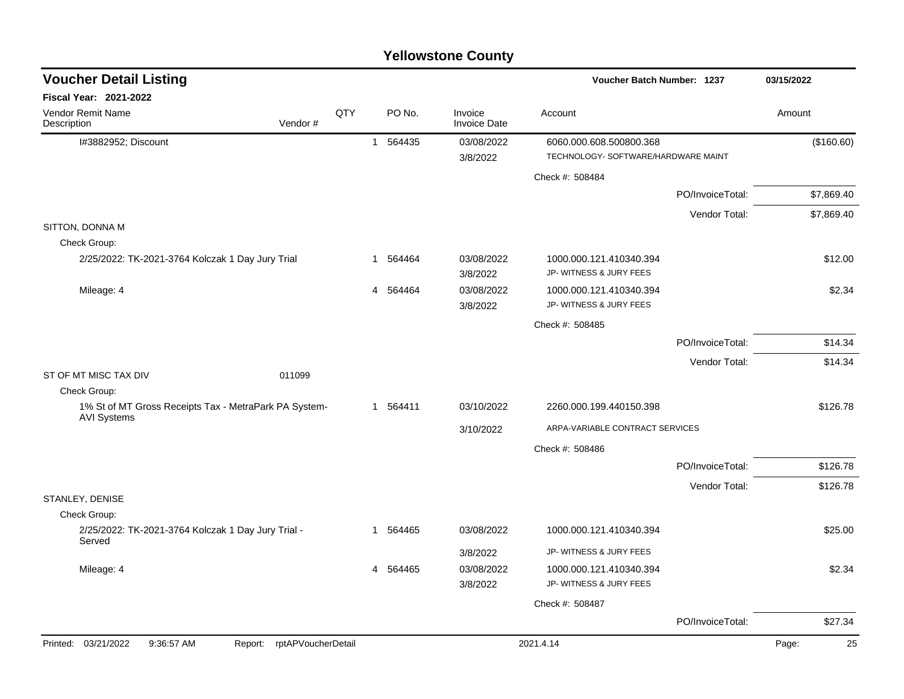# Yellowstone County

## Voucher Detail Listing

**Voucher Batch Number: 1237** 03/15/2022

**Fiscal Year: 2021-2022**

| Vendor Remit Name / Description | Vendor # | QTY | PO No. | Invoice / Invoice Date | Account | Amount |
|---|---|---|---|---|---|---|
| I#3882952; Discount | | 1 | 564435 | 03/08/2022 3/8/2022 | 6060.000.608.500800.368 TECHNOLOGY- SOFTWARE/HARDWARE MAINT | ($160.60) |
| | | | | | Check #: 508484 | |
| | | | | | PO/InvoiceTotal: | $7,869.40 |
| | | | | | Vendor Total: | $7,869.40 |
| SITTON, DONNA M | | | | | | |
| Check Group: | | | | | | |
| 2/25/2022: TK-2021-3764 Kolczak 1 Day Jury Trial | | 1 | 564464 | 03/08/2022 3/8/2022 | 1000.000.121.410340.394 JP- WITNESS & JURY FEES | $12.00 |
| Mileage: 4 | | 4 | 564464 | 03/08/2022 3/8/2022 | 1000.000.121.410340.394 JP- WITNESS & JURY FEES | $2.34 |
| | | | | | Check #: 508485 | |
| | | | | | PO/InvoiceTotal: | $14.34 |
| | | | | | Vendor Total: | $14.34 |
| ST OF MT MISC TAX DIV | 011099 | | | | | |
| Check Group: | | | | | | |
| 1% St of MT Gross Receipts Tax - MetraPark PA System-AVI Systems | | 1 | 564411 | 03/10/2022 3/10/2022 | 2260.000.199.440150.398 ARPA-VARIABLE CONTRACT SERVICES | $126.78 |
| | | | | | Check #: 508486 | |
| | | | | | PO/InvoiceTotal: | $126.78 |
| | | | | | Vendor Total: | $126.78 |
| STANLEY, DENISE | | | | | | |
| Check Group: | | | | | | |
| 2/25/2022: TK-2021-3764 Kolczak 1 Day Jury Trial - Served | | 1 | 564465 | 03/08/2022 3/8/2022 | 1000.000.121.410340.394 JP- WITNESS & JURY FEES | $25.00 |
| Mileage: 4 | | 4 | 564465 | 03/08/2022 3/8/2022 | 1000.000.121.410340.394 JP- WITNESS & JURY FEES | $2.34 |
| | | | | | Check #: 508487 | |
| | | | | | PO/InvoiceTotal: | $27.34 |

Printed: 03/21/2022 9:36:57 AM Report: rptAPVoucherDetail 2021.4.14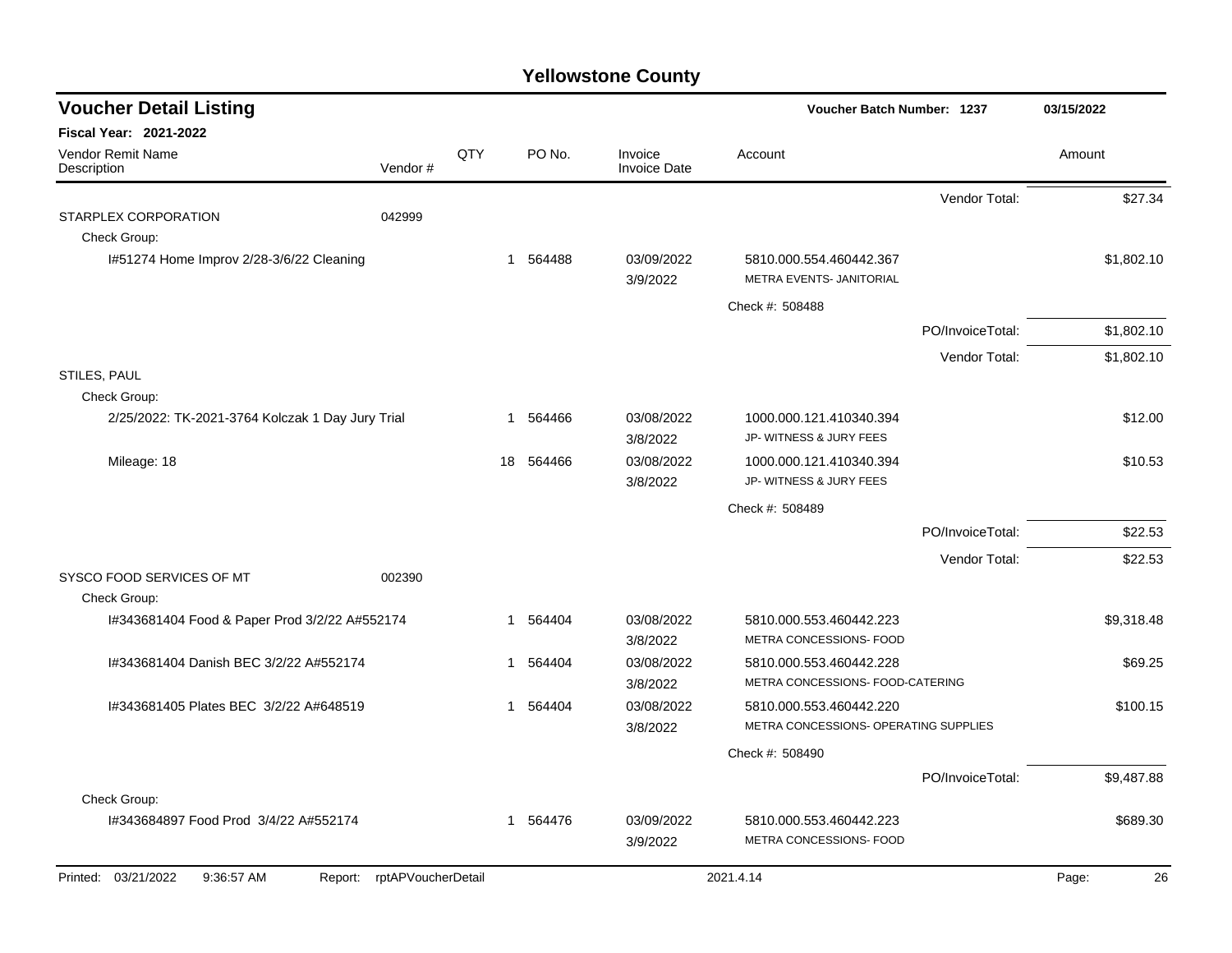# Yellowstone County

## Voucher Detail Listing

**Voucher Batch Number: 1237** — 03/15/2022

**Fiscal Year: 2021-2022**

| Vendor Remit Name / Description | Vendor # | QTY | PO No. | Invoice / Invoice Date | Account | Amount |
|---|---|---|---|---|---|---|
| | | | | | Vendor Total: | $27.34 |
| STARPLEX CORPORATION | 042999 | | | | | |
| Check Group: | | | | | | |
| I#51274 Home Improv 2/28-3/6/22 Cleaning | | 1 | 564488 | 03/09/2022 3/9/2022 | 5810.000.554.460442.367 METRA EVENTS- JANITORIAL | $1,802.10 |
| | | | | | Check #: 508488 | |
| | | | | | PO/InvoiceTotal: | $1,802.10 |
| | | | | | Vendor Total: | $1,802.10 |
| STILES, PAUL | | | | | | |
| Check Group: | | | | | | |
| 2/25/2022: TK-2021-3764 Kolczak 1 Day Jury Trial | | 1 | 564466 | 03/08/2022 3/8/2022 | 1000.000.121.410340.394 JP- WITNESS & JURY FEES | $12.00 |
| Mileage: 18 | | 18 | 564466 | 03/08/2022 3/8/2022 | 1000.000.121.410340.394 JP- WITNESS & JURY FEES | $10.53 |
| | | | | | Check #: 508489 | |
| | | | | | PO/InvoiceTotal: | $22.53 |
| | | | | | Vendor Total: | $22.53 |
| SYSCO FOOD SERVICES OF MT | 002390 | | | | | |
| Check Group: | | | | | | |
| I#343681404 Food & Paper Prod 3/2/22 A#552174 | | 1 | 564404 | 03/08/2022 3/8/2022 | 5810.000.553.460442.223 METRA CONCESSIONS- FOOD | $9,318.48 |
| I#343681404 Danish BEC 3/2/22 A#552174 | | 1 | 564404 | 03/08/2022 3/8/2022 | 5810.000.553.460442.228 METRA CONCESSIONS- FOOD-CATERING | $69.25 |
| I#343681405 Plates BEC 3/2/22 A#648519 | | 1 | 564404 | 03/08/2022 3/8/2022 | 5810.000.553.460442.220 METRA CONCESSIONS- OPERATING SUPPLIES | $100.15 |
| | | | | | Check #: 508490 | |
| | | | | | PO/InvoiceTotal: | $9,487.88 |
| Check Group: | | | | | | |
| I#343684897 Food Prod 3/4/22 A#552174 | | 1 | 564476 | 03/09/2022 3/9/2022 | 5810.000.553.460442.223 METRA CONCESSIONS- FOOD | $689.30 |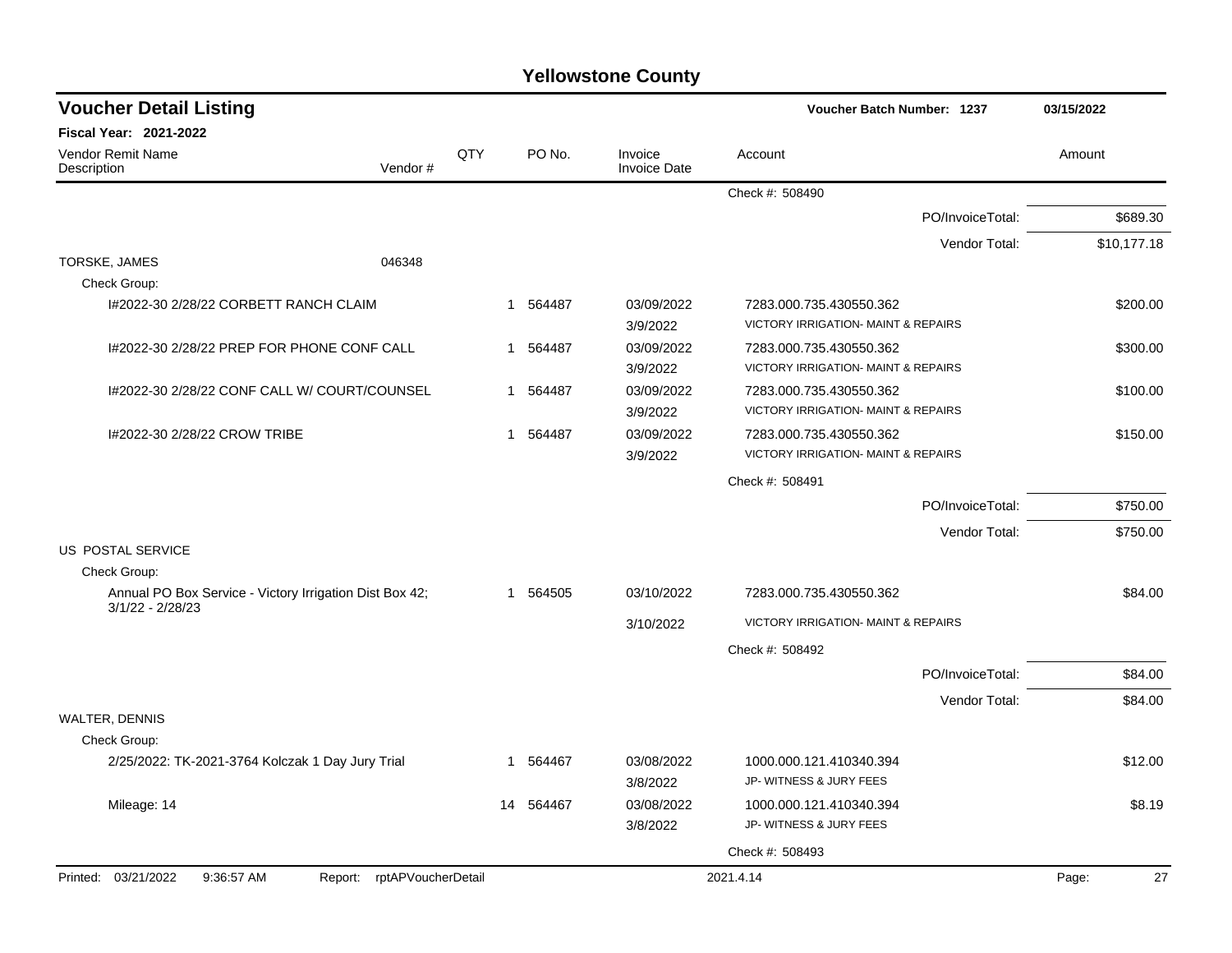# Yellowstone County

## Voucher Detail Listing

Voucher Batch Number: 1237 — 03/15/2022

**Fiscal Year: 2021-2022**

| Vendor Remit Name / Description | Vendor # | QTY | PO No. | Invoice / Invoice Date | Account | Amount |
|---|---|---|---|---|---|---|
| | | | | | Check #: 508490 | |
| | | | | | PO/InvoiceTotal: | $689.30 |
| | | | | | Vendor Total: | $10,177.18 |
| TORSKE, JAMES | 046348 | | | | | |
| Check Group: | | | | | | |
| I#2022-30 2/28/22 CORBETT RANCH CLAIM | | 1 | 564487 | 03/09/2022 / 3/9/2022 | 7283.000.735.430550.362 VICTORY IRRIGATION- MAINT & REPAIRS | $200.00 |
| I#2022-30 2/28/22 PREP FOR PHONE CONF CALL | | 1 | 564487 | 03/09/2022 / 3/9/2022 | 7283.000.735.430550.362 VICTORY IRRIGATION- MAINT & REPAIRS | $300.00 |
| I#2022-30 2/28/22 CONF CALL W/ COURT/COUNSEL | | 1 | 564487 | 03/09/2022 / 3/9/2022 | 7283.000.735.430550.362 VICTORY IRRIGATION- MAINT & REPAIRS | $100.00 |
| I#2022-30 2/28/22 CROW TRIBE | | 1 | 564487 | 03/09/2022 / 3/9/2022 | 7283.000.735.430550.362 VICTORY IRRIGATION- MAINT & REPAIRS | $150.00 |
| | | | | | Check #: 508491 | |
| | | | | | PO/InvoiceTotal: | $750.00 |
| | | | | | Vendor Total: | $750.00 |
| US POSTAL SERVICE | | | | | | |
| Check Group: | | | | | | |
| Annual PO Box Service - Victory Irrigation Dist Box 42; 3/1/22 - 2/28/23 | | 1 | 564505 | 03/10/2022 / 3/10/2022 | 7283.000.735.430550.362 VICTORY IRRIGATION- MAINT & REPAIRS | $84.00 |
| | | | | | Check #: 508492 | |
| | | | | | PO/InvoiceTotal: | $84.00 |
| | | | | | Vendor Total: | $84.00 |
| WALTER, DENNIS | | | | | | |
| Check Group: | | | | | | |
| 2/25/2022: TK-2021-3764 Kolczak 1 Day Jury Trial | | 1 | 564467 | 03/08/2022 / 3/8/2022 | 1000.000.121.410340.394 JP- WITNESS & JURY FEES | $12.00 |
| Mileage: 14 | | 14 | 564467 | 03/08/2022 / 3/8/2022 | 1000.000.121.410340.394 JP- WITNESS & JURY FEES | $8.19 |
| | | | | | Check #: 508493 | |

Printed: 03/21/2022 9:36:57 AM Report: rptAPVoucherDetail 2021.4.14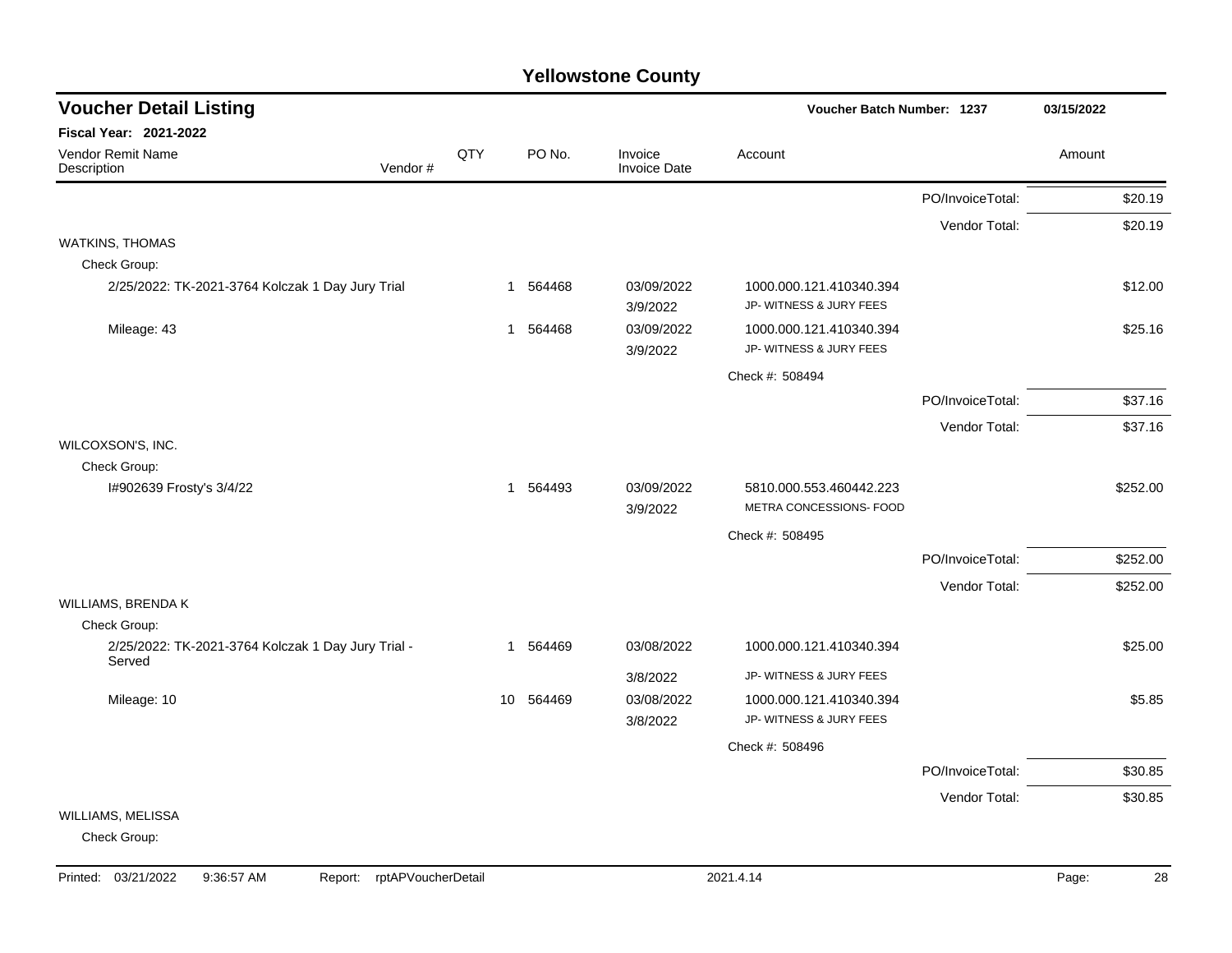# Yellowstone County

## Voucher Detail Listing

Voucher Batch Number: 1237 — 03/15/2022

**Fiscal Year: 2021-2022**

| Vendor Remit Name / Description | Vendor # | QTY | PO No. | Invoice / Invoice Date | Account | | Amount |
|---|---|---|---|---|---|---|---|
| | | | | | | PO/InvoiceTotal: | $20.19 |
| | | | | | | Vendor Total: | $20.19 |
| WATKINS, THOMAS | | | | | | | |
| Check Group: | | | | | | | |
| 2/25/2022: TK-2021-3764 Kolczak 1 Day Jury Trial | | 1 | 564468 | 03/09/2022 3/9/2022 | 1000.000.121.410340.394 JP- WITNESS & JURY FEES | | $12.00 |
| Mileage: 43 | | 1 | 564468 | 03/09/2022 3/9/2022 | 1000.000.121.410340.394 JP- WITNESS & JURY FEES | | $25.16 |
| | | | | | Check #: 508494 | | |
| | | | | | | PO/InvoiceTotal: | $37.16 |
| | | | | | | Vendor Total: | $37.16 |
| WILCOXSON'S, INC. | | | | | | | |
| Check Group: | | | | | | | |
| I#902639 Frosty's 3/4/22 | | 1 | 564493 | 03/09/2022 3/9/2022 | 5810.000.553.460442.223 METRA CONCESSIONS- FOOD | | $252.00 |
| | | | | | Check #: 508495 | | |
| | | | | | | PO/InvoiceTotal: | $252.00 |
| | | | | | | Vendor Total: | $252.00 |
| WILLIAMS, BRENDA K | | | | | | | |
| Check Group: | | | | | | | |
| 2/25/2022: TK-2021-3764 Kolczak 1 Day Jury Trial - Served | | 1 | 564469 | 03/08/2022 3/8/2022 | 1000.000.121.410340.394 JP- WITNESS & JURY FEES | | $25.00 |
| Mileage: 10 | | 10 | 564469 | 03/08/2022 3/8/2022 | 1000.000.121.410340.394 JP- WITNESS & JURY FEES | | $5.85 |
| | | | | | Check #: 508496 | | |
| | | | | | | PO/InvoiceTotal: | $30.85 |
| | | | | | | Vendor Total: | $30.85 |
| WILLIAMS, MELISSA | | | | | | | |
| Check Group: | | | | | | | |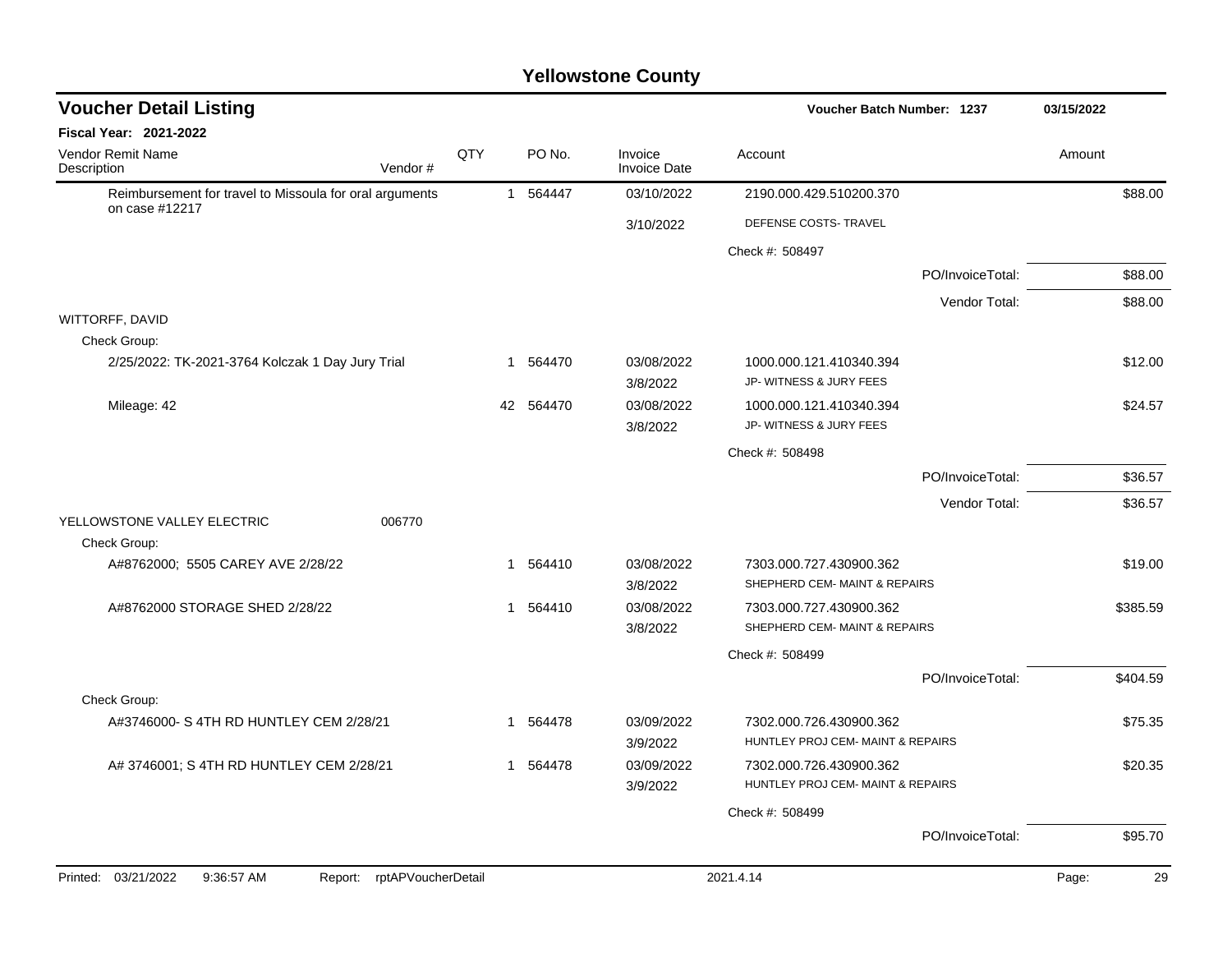# Yellowstone County

## Voucher Detail Listing

**Voucher Batch Number: 1237** — 03/15/2022

**Fiscal Year: 2021-2022**

| Vendor Remit Name / Description | Vendor # | QTY | PO No. | Invoice / Invoice Date | Account | Amount |
|---|---|---|---|---|---|---|
| Reimbursement for travel to Missoula for oral arguments on case #12217 | | 1 | 564447 | 03/10/2022<br>3/10/2022 | 2190.000.429.510200.370<br>DEFENSE COSTS- TRAVEL | $88.00 |
| | | | | | Check #: 508497 | |
| | | | | | PO/InvoiceTotal: | $88.00 |
| | | | | | Vendor Total: | $88.00 |
| WITTORFF, DAVID | | | | | | |
| Check Group: | | | | | | |
| 2/25/2022: TK-2021-3764 Kolczak 1 Day Jury Trial | | 1 | 564470 | 03/08/2022<br>3/8/2022 | 1000.000.121.410340.394<br>JP- WITNESS & JURY FEES | $12.00 |
| Mileage: 42 | | 42 | 564470 | 03/08/2022<br>3/8/2022 | 1000.000.121.410340.394<br>JP- WITNESS & JURY FEES | $24.57 |
| | | | | | Check #: 508498 | |
| | | | | | PO/InvoiceTotal: | $36.57 |
| | | | | | Vendor Total: | $36.57 |
| YELLOWSTONE VALLEY ELECTRIC | 006770 | | | | | |
| Check Group: | | | | | | |
| A#8762000; 5505 CAREY AVE 2/28/22 | | 1 | 564410 | 03/08/2022<br>3/8/2022 | 7303.000.727.430900.362<br>SHEPHERD CEM- MAINT & REPAIRS | $19.00 |
| A#8762000 STORAGE SHED 2/28/22 | | 1 | 564410 | 03/08/2022<br>3/8/2022 | 7303.000.727.430900.362<br>SHEPHERD CEM- MAINT & REPAIRS | $385.59 |
| | | | | | Check #: 508499 | |
| | | | | | PO/InvoiceTotal: | $404.59 |
| Check Group: | | | | | | |
| A#3746000- S 4TH RD HUNTLEY CEM 2/28/21 | | 1 | 564478 | 03/09/2022<br>3/9/2022 | 7302.000.726.430900.362<br>HUNTLEY PROJ CEM- MAINT & REPAIRS | $75.35 |
| A# 3746001; S 4TH RD HUNTLEY CEM 2/28/21 | | 1 | 564478 | 03/09/2022<br>3/9/2022 | 7302.000.726.430900.362<br>HUNTLEY PROJ CEM- MAINT & REPAIRS | $20.35 |
| | | | | | Check #: 508499 | |
| | | | | | PO/InvoiceTotal: | $95.70 |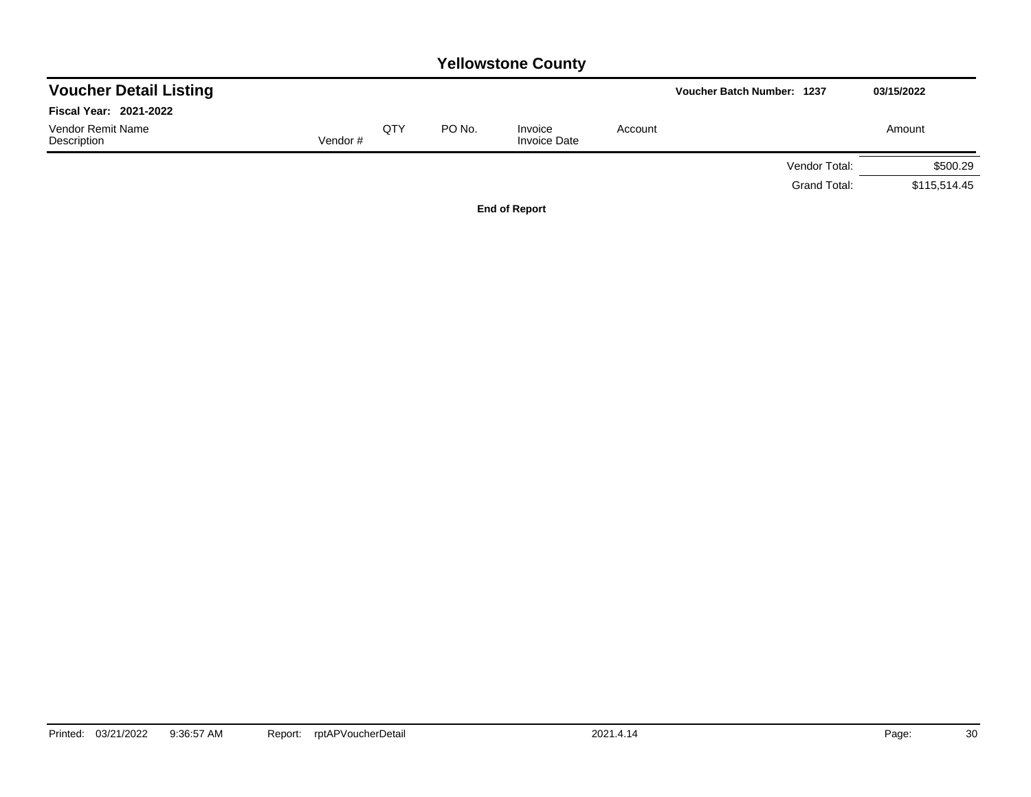## Yellowstone County

### Voucher Detail Listing

**Voucher Batch Number: 1237** | **03/15/2022**

**Fiscal Year: 2021-2022**

| Vendor Remit Name / Description | Vendor # | QTY | PO No. | Invoice / Invoice Date | Account | Amount |
|---|---|---|---|---|---|---|
| | | | | | Vendor Total: | $500.29 |
| | | | | | Grand Total: | $115,514.45 |

**End of Report**

Printed: 03/21/2022 9:36:57 AM Report: rptAPVoucherDetail 2021.4.14